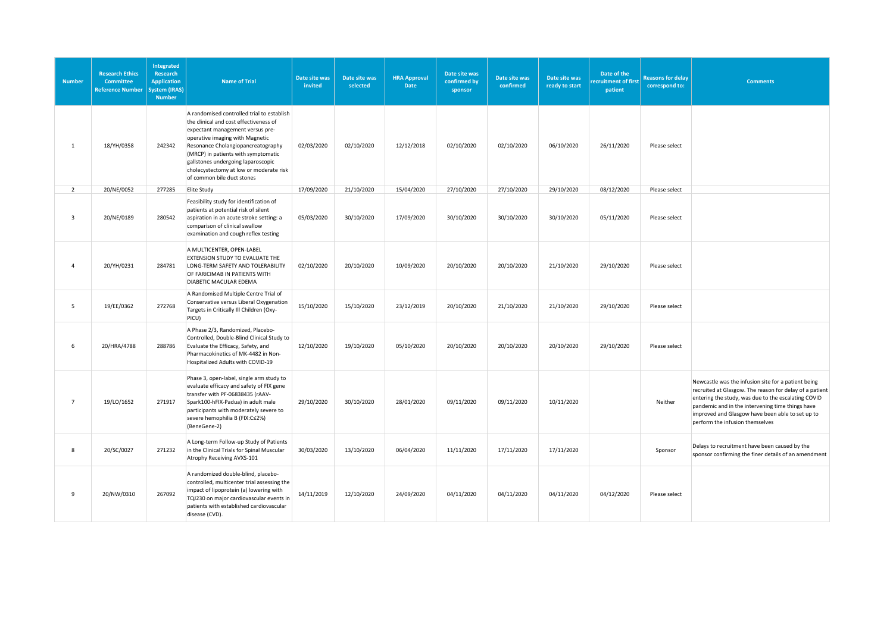| Number | Research Ethics Committee Reference Number | Integrated Research Application System (IRAS) Number | Name of Trial | Date site was invited | Date site was selected | HRA Approval Date | Date site was confirmed by sponsor | Date site was confirmed | Date site was ready to start | Date of the recruitment of first patient | Reasons for delay correspond to: | Comments |
|---|---|---|---|---|---|---|---|---|---|---|---|---|
| 1 | 18/YH/0358 | 242342 | A randomised controlled trial to establish the clinical and cost effectiveness of expectant management versus pre-operative imaging with Magnetic Resonance Cholangiopancreatography (MRCP) in patients with symptomatic gallstones undergoing laparoscopic cholecystectomy at low or moderate risk of common bile duct stones | 02/03/2020 | 02/10/2020 | 12/12/2018 | 02/10/2020 | 02/10/2020 | 06/10/2020 | 26/11/2020 | Please select | |
| 2 | 20/NE/0052 | 277285 | Elite Study | 17/09/2020 | 21/10/2020 | 15/04/2020 | 27/10/2020 | 27/10/2020 | 29/10/2020 | 08/12/2020 | Please select | |
| 3 | 20/NE/0189 | 280542 | Feasibility study for identification of patients at potential risk of silent aspiration in an acute stroke setting: a comparison of clinical swallow examination and cough reflex testing | 05/03/2020 | 30/10/2020 | 17/09/2020 | 30/10/2020 | 30/10/2020 | 30/10/2020 | 05/11/2020 | Please select | |
| 4 | 20/YH/0231 | 284781 | A MULTICENTER, OPEN-LABEL EXTENSION STUDY TO EVALUATE THE LONG-TERM SAFETY AND TOLERABILITY OF FARICIMAB IN PATIENTS WITH DIABETIC MACULAR EDEMA | 02/10/2020 | 20/10/2020 | 10/09/2020 | 20/10/2020 | 20/10/2020 | 21/10/2020 | 29/10/2020 | Please select | |
| 5 | 19/EE/0362 | 272768 | A Randomised Multiple Centre Trial of Conservative versus Liberal Oxygenation Targets in Critically Ill Children (Oxy-PICU) | 15/10/2020 | 15/10/2020 | 23/12/2019 | 20/10/2020 | 21/10/2020 | 21/10/2020 | 29/10/2020 | Please select | |
| 6 | 20/HRA/4788 | 288786 | A Phase 2/3, Randomized, Placebo-Controlled, Double-Blind Clinical Study to Evaluate the Efficacy, Safety, and Pharmacokinetics of MK-4482 in Non-Hospitalized Adults with COVID-19 | 12/10/2020 | 19/10/2020 | 05/10/2020 | 20/10/2020 | 20/10/2020 | 20/10/2020 | 29/10/2020 | Please select | |
| 7 | 19/LO/1652 | 271917 | Phase 3, open-label, single arm study to evaluate efficacy and safety of FIX gene transfer with PF-06838435 (rAAV-Spark100-hFIX-Padua) in adult male participants with moderately severe to severe hemophilia B (FIX:C≤2%) (BeneGene-2) | 29/10/2020 | 30/10/2020 | 28/01/2020 | 09/11/2020 | 09/11/2020 | 10/11/2020 | | Neither | Newcastle was the infusion site for a patient being recruited at Glasgow. The reason for delay of a patient entering the study, was due to the escalating COVID pandemic and in the intervening time things have improved and Glasgow have been able to set up to perform the infusion themselves |
| 8 | 20/SC/0027 | 271232 | A Long-term Follow-up Study of Patients in the Clinical Trials for Spinal Muscular Atrophy Receiving AVXS-101 | 30/03/2020 | 13/10/2020 | 06/04/2020 | 11/11/2020 | 17/11/2020 | 17/11/2020 | | Sponsor | Delays to recruitment have been caused by the sponsor confirming the finer details of an amendment |
| 9 | 20/NW/0310 | 267092 | A randomized double-blind, placebo-controlled, multicenter trial assessing the impact of lipoprotein (a) lowering with TQJ230 on major cardiovascular events in patients with established cardiovascular disease (CVD). | 14/11/2019 | 12/10/2020 | 24/09/2020 | 04/11/2020 | 04/11/2020 | 04/11/2020 | 04/12/2020 | Please select | |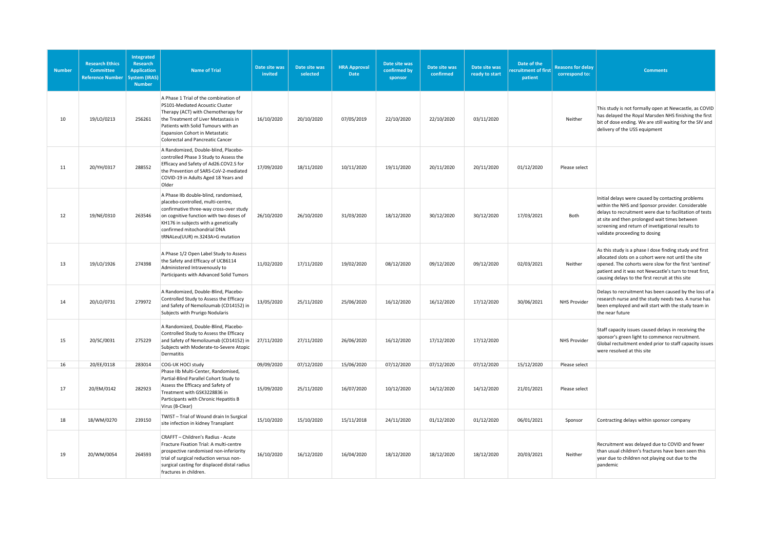| Number | Research Ethics Committee Reference Number | Integrated Research Application System (IRAS) Number | Name of Trial | Date site was invited | Date site was selected | HRA Approval Date | Date site was confirmed by sponsor | Date site was confirmed | Date site was ready to start | Date of the recruitment of first patient | Reasons for delay correspond to: | Comments |
|---|---|---|---|---|---|---|---|---|---|---|---|---|
| 10 | 19/LO/0213 | 256261 | A Phase 1 Trial of the combination of PS101-Mediated Acoustic Cluster Therapy (ACT) with Chemotherapy for the Treatment of Liver Metastasis in Patients with Solid Tumours with an Expansion Cohort in Metastatic Colorectal and Pancreatic Cancer | 16/10/2020 | 20/10/2020 | 07/05/2019 | 22/10/2020 | 22/10/2020 | 03/11/2020 | | Neither | This study is not formally open at Newcastle, as COVID has delayed the Royal Marsden NHS finishing the first bit of dose ending. We are still waiting for the SIV and delivery of the USS equipment |
| 11 | 20/YH/0317 | 288552 | A Randomized, Double-blind, Placebo-controlled Phase 3 Study to Assess the Efficacy and Safety of Ad26.COV2.S for the Prevention of SARS-CoV-2-mediated COVID-19 in Adults Aged 18 Years and Older | 17/09/2020 | 18/11/2020 | 10/11/2020 | 19/11/2020 | 20/11/2020 | 20/11/2020 | 01/12/2020 | Please select | |
| 12 | 19/NE/0310 | 263546 | A Phase IIb double-blind, randomised, placebo-controlled, multi-centre, confirmative three-way cross-over study on cognitive function with two doses of KH176 in subjects with a genetically confirmed mitochondrial DNA tRNALeu(UUR) m.3243A>G mutation | 26/10/2020 | 26/10/2020 | 31/03/2020 | 18/12/2020 | 30/12/2020 | 30/12/2020 | 17/03/2021 | Both | Initial delays were caused by contacting problems within the NHS and Sponsor provider. Considerable delays to recruitment were due to facilitation of tests at site and then prolonged wait times between screening and return of invetigational results to validate proceeding to dosing |
| 13 | 19/LO/1926 | 274398 | A Phase 1/2 Open Label Study to Assess the Safety and Efficacy of UCB6114 Administered Intravenously to Participants with Advanced Solid Tumors | 11/02/2020 | 17/11/2020 | 19/02/2020 | 08/12/2020 | 09/12/2020 | 09/12/2020 | 02/03/2021 | Neither | As this study is a phase I dose finding study and first allocated slots on a cohort were not until the site opened. The cohorts were slow for the first 'sentinel' patient and it was not Newcastle's turn to treat first, causing delays to the first recruit at this site |
| 14 | 20/LO/0731 | 279972 | A Randomized, Double-Blind, Placebo-Controlled Study to Assess the Efficacy and Safety of Nemolizumab (CD14152) in Subjects with Prurigo Nodularis | 13/05/2020 | 25/11/2020 | 25/06/2020 | 16/12/2020 | 16/12/2020 | 17/12/2020 | 30/06/2021 | NHS Provider | Delays to recruitment has been caused by the loss of a research nurse and the study needs two. A nurse has been employed and will start with the study team in the near future |
| 15 | 20/SC/0031 | 275229 | A Randomized, Double-Blind, Placebo-Controlled Study to Assess the Efficacy and Safety of Nemolizumab (CD14152) in Subjects with Moderate-to-Severe Atopic Dermatitis | 27/11/2020 | 27/11/2020 | 26/06/2020 | 16/12/2020 | 17/12/2020 | 17/12/2020 | | NHS Provider | Staff capacity issues caused delays in receiving the sponsor's green light to commence recruitment. Global rectuitment ended prior to staff capacity issues were resolved at this site |
| 16 | 20/EE/0118 | 283014 | COG-UK HOCI study | 09/09/2020 | 07/12/2020 | 15/06/2020 | 07/12/2020 | 07/12/2020 | 07/12/2020 | 15/12/2020 | Please select | |
| 17 | 20/EM/0142 | 282923 | Phase IIb Multi-Center, Randomised, Partial-Blind Parallel Cohort Study to Assess the Efficacy and Safety of Treatment with GSK3228836 in Participants with Chronic Hepatitis B Virus (B-Clear) | 15/09/2020 | 25/11/2020 | 16/07/2020 | 10/12/2020 | 14/12/2020 | 14/12/2020 | 21/01/2021 | Please select | |
| 18 | 18/WM/0270 | 239150 | TWIST – Trial of Wound drain In Surgical site infection in kidney Transplant | 15/10/2020 | 15/10/2020 | 15/11/2018 | 24/11/2020 | 01/12/2020 | 01/12/2020 | 06/01/2021 | Sponsor | Contracting delays within sponsor company |
| 19 | 20/WM/0054 | 264593 | CRAFFT – Children's Radius - Acute Fracture Fixation Trial: A multi-centre prospective randomised non-inferiority trial of surgical reduction versus non-surgical casting for displaced distal radius fractures in children. | 16/10/2020 | 16/12/2020 | 16/04/2020 | 18/12/2020 | 18/12/2020 | 18/12/2020 | 20/03/2021 | Neither | Recruitment was delayed due to COVID and fewer than usual children's fractures have been seen this year due to children not playing out due to the pandemic |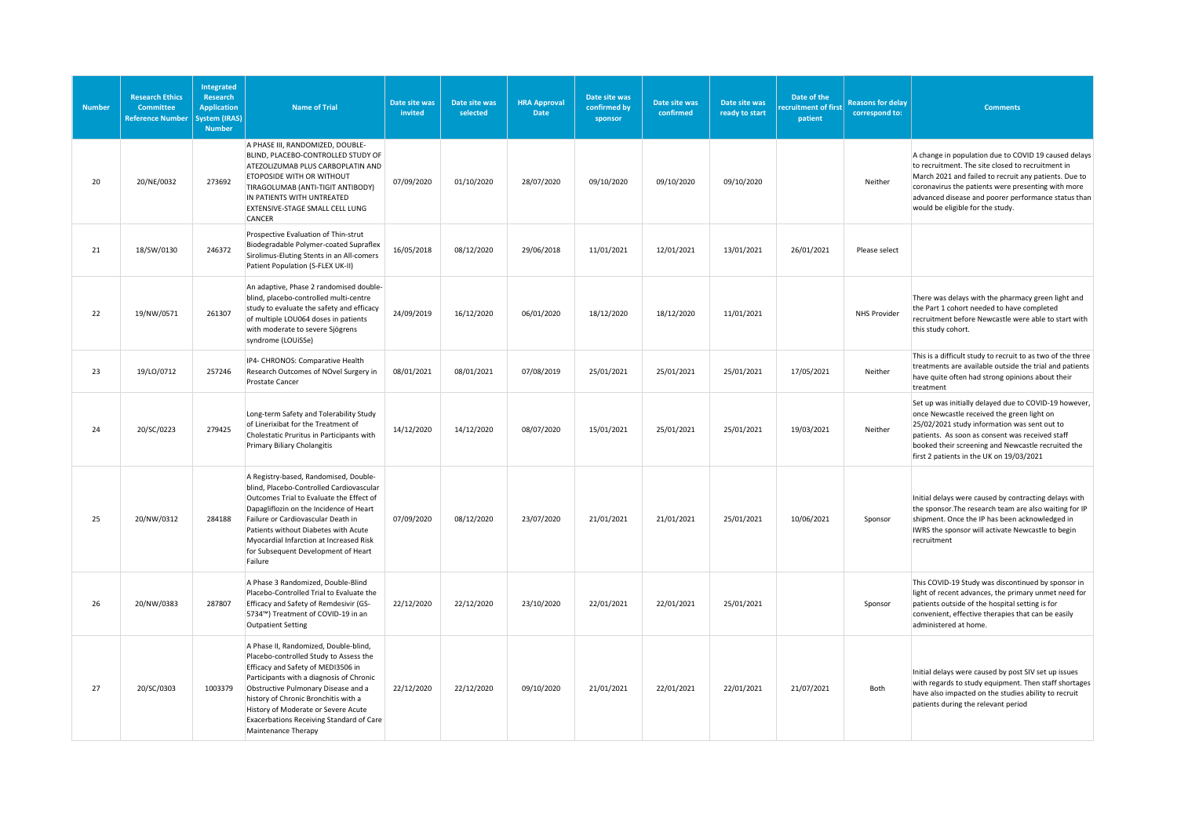| Number | Research Ethics Committee Reference Number | Integrated Research Application System (IRAS) Number | Name of Trial | Date site was invited | Date site was selected | HRA Approval Date | Date site was confirmed by sponsor | Date site was confirmed | Date site was ready to start | Date of the recruitment of first patient | Reasons for delay correspond to: | Comments |
|---|---|---|---|---|---|---|---|---|---|---|---|---|
| 20 | 20/NE/0032 | 273692 | A PHASE III, RANDOMIZED, DOUBLE-BLIND, PLACEBO-CONTROLLED STUDY OF ATEZOLIZUMAB PLUS CARBOPLATIN AND ETOPOSIDE WITH OR WITHOUT TIRAGOLUMAB (ANTI-TIGIT ANTIBODY) IN PATIENTS WITH UNTREATED EXTENSIVE-STAGE SMALL CELL LUNG CANCER | 07/09/2020 | 01/10/2020 | 28/07/2020 | 09/10/2020 | 09/10/2020 | 09/10/2020 | | Neither | A change in population due to COVID 19 caused delays to recruitment. The site closed to recruitment in March 2021 and failed to recruit any patients. Due to coronavirus the patients were presenting with more advanced disease and poorer performance status than would be eligible for the study. |
| 21 | 18/SW/0130 | 246372 | Prospective Evaluation of Thin-strut Biodegradable Polymer-coated Supraflex Sirolimus-Eluting Stents in an All-comers Patient Population (S-FLEX UK-II) | 16/05/2018 | 08/12/2020 | 29/06/2018 | 11/01/2021 | 12/01/2021 | 13/01/2021 | 26/01/2021 | Please select | |
| 22 | 19/NW/0571 | 261307 | An adaptive, Phase 2 randomised double-blind, placebo-controlled multi-centre study to evaluate the safety and efficacy of multiple LOU064 doses in patients with moderate to severe Sjögrens syndrome (LOUiSSe) | 24/09/2019 | 16/12/2020 | 06/01/2020 | 18/12/2020 | 18/12/2020 | 11/01/2021 | | NHS Provider | There was delays with the pharmacy green light and the Part 1 cohort needed to have completed recruitment before Newcastle were able to start with this study cohort. |
| 23 | 19/LO/0712 | 257246 | IP4- CHRONOS: Comparative Health Research Outcomes of NOvel Surgery in Prostate Cancer | 08/01/2021 | 08/01/2021 | 07/08/2019 | 25/01/2021 | 25/01/2021 | 25/01/2021 | 17/05/2021 | Neither | This is a difficult study to recruit to as two of the three treatments are available outside the trial and patients have quite often had strong opinions about their treatment |
| 24 | 20/SC/0223 | 279425 | Long-term Safety and Tolerability Study of Linerixibat for the Treatment of Cholestatic Pruritus in Participants with Primary Biliary Cholangitis | 14/12/2020 | 14/12/2020 | 08/07/2020 | 15/01/2021 | 25/01/2021 | 25/01/2021 | 19/03/2021 | Neither | Set up was initially delayed due to COVID-19 however, once Newcastle received the green light on 25/02/2021 study information was sent out to patients. As soon as consent was received staff booked their screening and Newcastle recruited the first 2 patients in the UK on 19/03/2021 |
| 25 | 20/NW/0312 | 284188 | A Registry-based, Randomised, Double-blind, Placebo-Controlled Cardiovascular Outcomes Trial to Evaluate the Effect of Dapagliflozin on the Incidence of Heart Failure or Cardiovascular Death in Patients without Diabetes with Acute Myocardial Infarction at Increased Risk for Subsequent Development of Heart Failure | 07/09/2020 | 08/12/2020 | 23/07/2020 | 21/01/2021 | 21/01/2021 | 25/01/2021 | 10/06/2021 | Sponsor | Initial delays were caused by contracting delays with the sponsor.The research team are also waiting for IP shipment. Once the IP has been acknowledged in IWRS the sponsor will activate Newcastle to begin recruitment |
| 26 | 20/NW/0383 | 287807 | A Phase 3 Randomized, Double-Blind Placebo-Controlled Trial to Evaluate the Efficacy and Safety of Remdesivir (GS-5734™) Treatment of COVID-19 in an Outpatient Setting | 22/12/2020 | 22/12/2020 | 23/10/2020 | 22/01/2021 | 22/01/2021 | 25/01/2021 | | Sponsor | This COVID-19 Study was discontinued by sponsor in light of recent advances, the primary unmet need for patients outside of the hospital setting is for convenient, effective therapies that can be easily administered at home. |
| 27 | 20/SC/0303 | 1003379 | A Phase II, Randomized, Double-blind, Placebo-controlled Study to Assess the Efficacy and Safety of MEDI3506 in Participants with a diagnosis of Chronic Obstructive Pulmonary Disease and a history of Chronic Bronchitis with a History of Moderate or Severe Acute Exacerbations Receiving Standard of Care Maintenance Therapy | 22/12/2020 | 22/12/2020 | 09/10/2020 | 21/01/2021 | 22/01/2021 | 22/01/2021 | 21/07/2021 | Both | Initial delays were caused by post SIV set up issues with regards to study equipment. Then staff shortages have also impacted on the studies ability to recruit patients during the relevant period |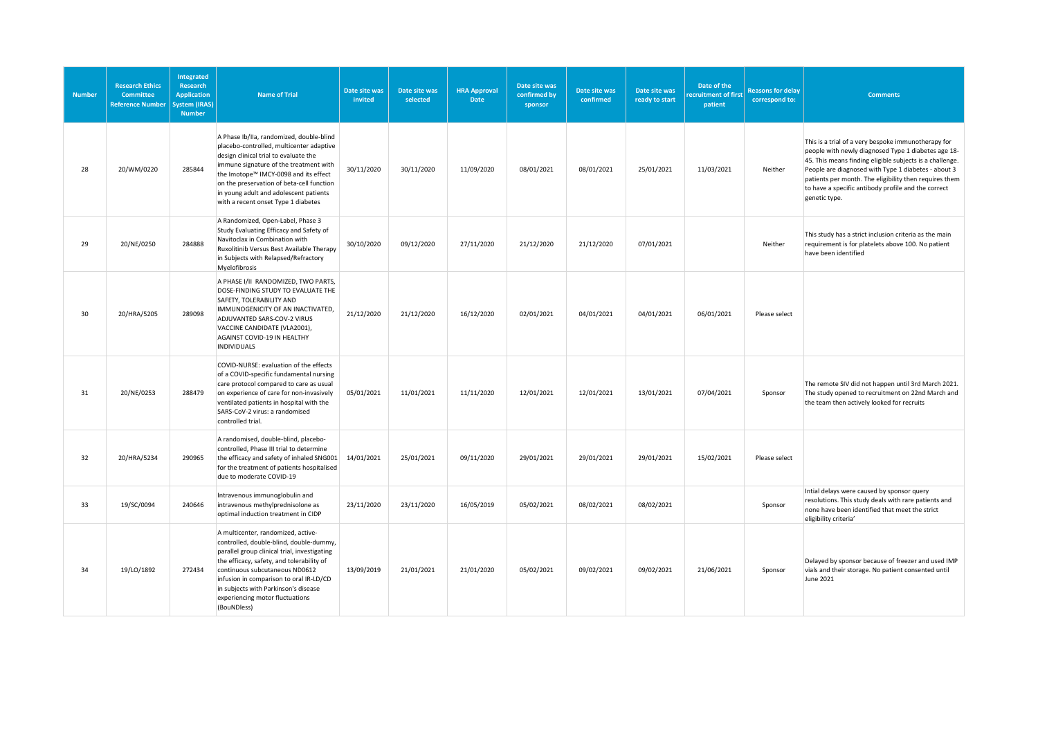| Number | Research Ethics Committee Reference Number | Integrated Research Application System (IRAS) Number | Name of Trial | Date site was invited | Date site was selected | HRA Approval Date | Date site was confirmed by sponsor | Date site was confirmed | Date site was ready to start | Date of the recruitment of first patient | Reasons for delay correspond to: | Comments |
|---|---|---|---|---|---|---|---|---|---|---|---|---|
| 28 | 20/WM/0220 | 285844 | A Phase Ib/IIa, randomized, double-blind placebo-controlled, multicenter adaptive design clinical trial to evaluate the immune signature of the treatment with the Imotope™ IMCY-0098 and its effect on the preservation of beta-cell function in young adult and adolescent patients with a recent onset Type 1 diabetes | 30/11/2020 | 30/11/2020 | 11/09/2020 | 08/01/2021 | 08/01/2021 | 25/01/2021 | 11/03/2021 | Neither | This is a trial of a very bespoke immunotherapy for people with newly diagnosed Type 1 diabetes age 18-45. This means finding eligible subjects is a challenge. People are diagnosed with Type 1 diabetes - about 3 patients per month. The eligibility then requires them to have a specific antibody profile and the correct genetic type. |
| 29 | 20/NE/0250 | 284888 | A Randomized, Open-Label, Phase 3 Study Evaluating Efficacy and Safety of Navitoclax in Combination with Ruxolitinib Versus Best Available Therapy in Subjects with Relapsed/Refractory Myelofibrosis | 30/10/2020 | 09/12/2020 | 27/11/2020 | 21/12/2020 | 21/12/2020 | 07/01/2021 | | Neither | This study has a strict inclusion criteria as the main requirement is for platelets above 100. No patient have been identified |
| 30 | 20/HRA/5205 | 289098 | A PHASE I/II RANDOMIZED, TWO PARTS, DOSE-FINDING STUDY TO EVALUATE THE SAFETY, TOLERABILITY AND IMMUNOGENICITY OF AN INACTIVATED, ADJUVANTED SARS-COV-2 VIRUS VACCINE CANDIDATE (VLA2001), AGAINST COVID-19 IN HEALTHY INDIVIDUALS | 21/12/2020 | 21/12/2020 | 16/12/2020 | 02/01/2021 | 04/01/2021 | 04/01/2021 | 06/01/2021 | Please select | |
| 31 | 20/NE/0253 | 288479 | COVID-NURSE: evaluation of the effects of a COVID-specific fundamental nursing care protocol compared to care as usual on experience of care for non-invasively ventilated patients in hospital with the SARS-CoV-2 virus: a randomised controlled trial. | 05/01/2021 | 11/01/2021 | 11/11/2020 | 12/01/2021 | 12/01/2021 | 13/01/2021 | 07/04/2021 | Sponsor | The remote SIV did not happen until 3rd March 2021. The study opened to recruitment on 22nd March and the team then actively looked for recruits |
| 32 | 20/HRA/5234 | 290965 | A randomised, double-blind, placebo-controlled, Phase III trial to determine the efficacy and safety of inhaled SNG001 for the treatment of patients hospitalised due to moderate COVID-19 | 14/01/2021 | 25/01/2021 | 09/11/2020 | 29/01/2021 | 29/01/2021 | 29/01/2021 | 15/02/2021 | Please select | |
| 33 | 19/SC/0094 | 240646 | Intravenous immunoglobulin and intravenous methylprednisolone as optimal induction treatment in CIDP | 23/11/2020 | 23/11/2020 | 16/05/2019 | 05/02/2021 | 08/02/2021 | 08/02/2021 | | Sponsor | Intial delays were caused by sponsor query resolutions. This study deals with rare patients and none have been identified that meet the strict eligibility criteria' |
| 34 | 19/LO/1892 | 272434 | A multicenter, randomized, active-controlled, double-blind, double-dummy, parallel group clinical trial, investigating the efficacy, safety, and tolerability of continuous subcutaneous ND0612 infusion in comparison to oral IR-LD/CD in subjects with Parkinson's disease experiencing motor fluctuations (BouNDless) | 13/09/2019 | 21/01/2021 | 21/01/2020 | 05/02/2021 | 09/02/2021 | 09/02/2021 | 21/06/2021 | Sponsor | Delayed by sponsor because of freezer and used IMP vials and their storage. No patient consented until June 2021 |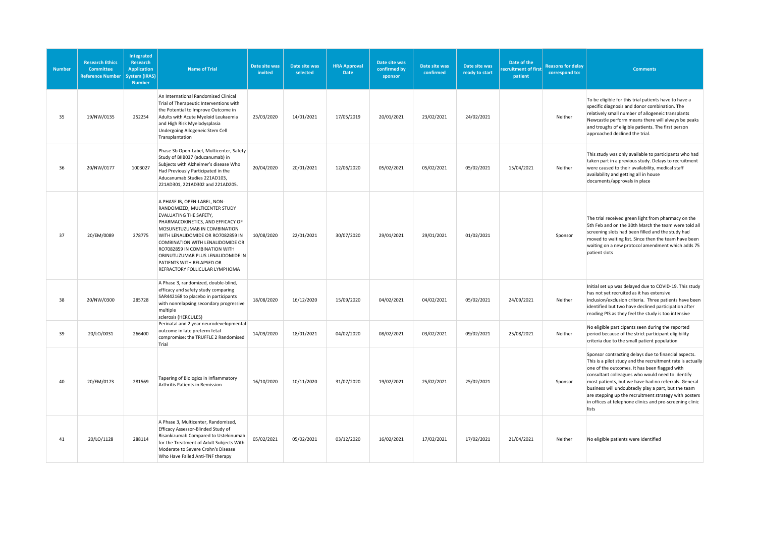| Number | Research Ethics Committee Reference Number | Integrated Research Application System (IRAS) Number | Name of Trial | Date site was invited | Date site was selected | HRA Approval Date | Date site was confirmed by sponsor | Date site was confirmed | Date site was ready to start | Date of the recruitment of first patient | Reasons for delay correspond to: | Comments |
|---|---|---|---|---|---|---|---|---|---|---|---|---|
| 35 | 19/NW/0135 | 252254 | An International Randomised Clinical Trial of Therapeutic Interventions with the Potential to Improve Outcome in Adults with Acute Myeloid Leukaemia and High Risk Myelodysplasia Undergoing Allogeneic Stem Cell Transplantation | 23/03/2020 | 14/01/2021 | 17/05/2019 | 20/01/2021 | 23/02/2021 | 24/02/2021 | | Neither | To be eligible for this trial patients have to have a specific diagnosis and donor combination. The relatively small number of allogeneic transplants Newcastle perform means there will always be peaks and troughs of eligible patients. The first person approached declined the trial. |
| 36 | 20/NW/0177 | 1003027 | Phase 3b Open-Label, Multicenter, Safety Study of BIIB037 (aducanumab) in Subjects with Alzheimer's disease Who Had Previously Participated in the Aducanumab Studies 221AD103, 221AD301, 221AD302 and 221AD205. | 20/04/2020 | 20/01/2021 | 12/06/2020 | 05/02/2021 | 05/02/2021 | 05/02/2021 | 15/04/2021 | Neither | This study was only available to participants who had taken part in a previous study. Delays to recruitment were caused to their availability, medical staff availability and getting all in house documents/approvals in place |
| 37 | 20/EM/0089 | 278775 | A PHASE IB, OPEN-LABEL, NON-RANDOMIZED, MULTICENTER STUDY EVALUATING THE SAFETY, PHARMACOKINETICS, AND EFFICACY OF MOSUNETUZUMAB IN COMBINATION WITH LENALIDOMIDE OR RO7082859 IN COMBINATION WITH LENALIDOMIDE OR RO7082859 IN COMBINATION WITH OBINUTUZUMAB PLUS LENALIDOMIDE IN PATIENTS WITH RELAPSED OR REFRACTORY FOLLICULAR LYMPHOMA | 10/08/2020 | 22/01/2021 | 30/07/2020 | 29/01/2021 | 29/01/2021 | 01/02/2021 | | Sponsor | The trial received green light from pharmacy on the 5th Feb and on the 30th March the team were told all screening slots had been filled and the study had moved to waiting list. Since then the team have been waiting on a new protocol amendment which adds 75 patient slots |
| 38 | 20/NW/0300 | 285728 | A Phase 3, randomized, double-blind, efficacy and safety study comparing SAR442168 to placebo in participants with nonrelapsing secondary progressive multiple sclerosis (HERCULES) | 18/08/2020 | 16/12/2020 | 15/09/2020 | 04/02/2021 | 04/02/2021 | 05/02/2021 | 24/09/2021 | Neither | Initial set up was delayed due to COVID-19. This study has not yet recruited as it has extensive inclusion/exclusion criteria. Three patients have been identified but two have declined participation after reading PIS as they feel the study is too intensive |
| 39 | 20/LO/0031 | 266400 | Perinatal and 2 year neurodevelopmental outcome in late preterm fetal compromise: the TRUFFLE 2 Randomised Trial | 14/09/2020 | 18/01/2021 | 04/02/2020 | 08/02/2021 | 03/02/2021 | 09/02/2021 | 25/08/2021 | Neither | No eligible participants seen during the reported period because of the strict participant eligibility criteria due to the small patient population |
| 40 | 20/EM/0173 | 281569 | Tapering of Biologics in Inflammatory Arthritis Patients in Remission | 16/10/2020 | 10/11/2020 | 31/07/2020 | 19/02/2021 | 25/02/2021 | 25/02/2021 | | Sponsor | Sponsor contracting delays due to financial aspects. This is a pilot study and the recruitment rate is actually one of the outcomes. It has been flagged with consultant colleagues who would need to identify most patients, but we have had no referrals. General business will undoubtedly play a part, but the team are stepping up the recruitment strategy with posters in offices at telephone clinics and pre-screening clinic lists |
| 41 | 20/LO/1128 | 288114 | A Phase 3, Multicenter, Randomized, Efficacy Assessor-Blinded Study of Risankizumab Compared to Ustekinumab for the Treatment of Adult Subjects With Moderate to Severe Crohn's Disease Who Have Failed Anti-TNF therapy | 05/02/2021 | 05/02/2021 | 03/12/2020 | 16/02/2021 | 17/02/2021 | 17/02/2021 | 21/04/2021 | Neither | No eligible patients were identified |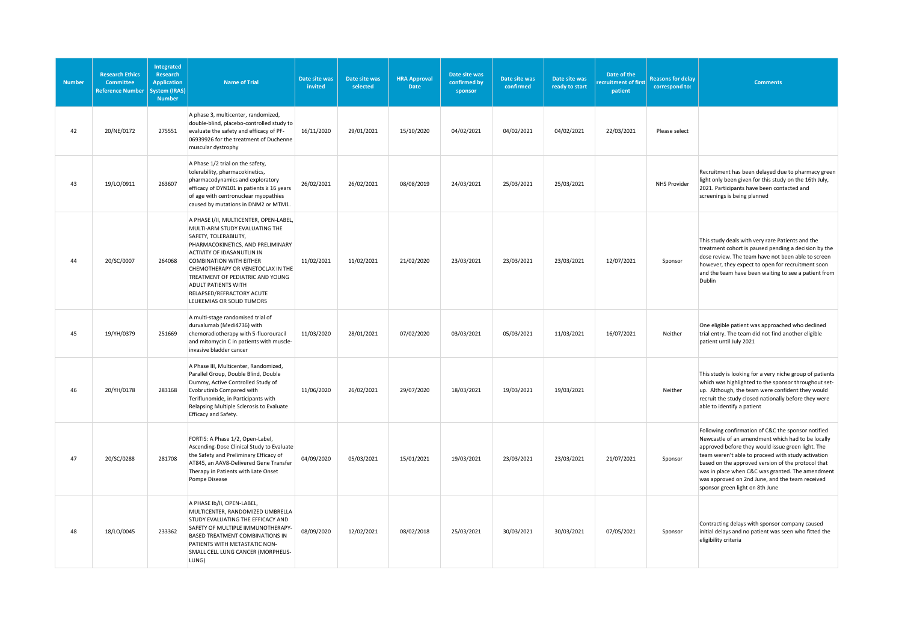| Number | Research Ethics Committee Reference Number | Integrated Research Application System (IRAS) Number | Name of Trial | Date site was invited | Date site was selected | HRA Approval Date | Date site was confirmed by sponsor | Date site was confirmed | Date site was ready to start | Date of the recruitment of first patient | Reasons for delay correspond to: | Comments |
|---|---|---|---|---|---|---|---|---|---|---|---|---|
| 42 | 20/NE/0172 | 275551 | A phase 3, multicenter, randomized, double-blind, placebo-controlled study to evaluate the safety and efficacy of PF-06939926 for the treatment of Duchenne muscular dystrophy | 16/11/2020 | 29/01/2021 | 15/10/2020 | 04/02/2021 | 04/02/2021 | 04/02/2021 | 22/03/2021 | Please select | |
| 43 | 19/LO/0911 | 263607 | A Phase 1/2 trial on the safety, tolerability, pharmacokinetics, pharmacodynamics and exploratory efficacy of DYN101 in patients ≥ 16 years of age with centronuclear myopathies caused by mutations in DNM2 or MTM1. | 26/02/2021 | 26/02/2021 | 08/08/2019 | 24/03/2021 | 25/03/2021 | 25/03/2021 | | NHS Provider | Recruitment has been delayed due to pharmacy green light only been given for this study on the 16th July, 2021. Participants have been contacted and screenings is being planned |
| 44 | 20/SC/0007 | 264068 | A PHASE I/II, MULTICENTER, OPEN-LABEL, MULTI-ARM STUDY EVALUATING THE SAFETY, TOLERABILITY, PHARMACOKINETICS, AND PRELIMINARY ACTIVITY OF IDASANUTLIN IN COMBINATION WITH EITHER CHEMOTHERAPY OR VENETOCLAX IN THE TREATMENT OF PEDIATRIC AND YOUNG ADULT PATIENTS WITH RELAPSED/REFRACTORY ACUTE LEUKEMIAS OR SOLID TUMORS | 11/02/2021 | 11/02/2021 | 21/02/2020 | 23/03/2021 | 23/03/2021 | 23/03/2021 | 12/07/2021 | Sponsor | This study deals with very rare Patients and the treatment cohort is paused pending a decision by the dose review. The team have not been able to screen however, they expect to open for recruitment soon and the team have been waiting to see a patient from Dublin |
| 45 | 19/YH/0379 | 251669 | A multi-stage randomised trial of durvalumab (Medi4736) with chemoradiotherapy with 5-fluorouracil and mitomycin C in patients with muscle-invasive bladder cancer | 11/03/2020 | 28/01/2021 | 07/02/2020 | 03/03/2021 | 05/03/2021 | 11/03/2021 | 16/07/2021 | Neither | One eligible patient was approached who declined trial entry. The team did not find another eligible patient until July 2021 |
| 46 | 20/YH/0178 | 283168 | A Phase III, Multicenter, Randomized, Parallel Group, Double Blind, Double Dummy, Active Controlled Study of Evobrutinib Compared with Teriflunomide, in Participants with Relapsing Multiple Sclerosis to Evaluate Efficacy and Safety. | 11/06/2020 | 26/02/2021 | 29/07/2020 | 18/03/2021 | 19/03/2021 | 19/03/2021 | | Neither | This study is looking for a very niche group of patients which was highlighted to the sponsor throughout set-up. Although, the team were confident they would recruit the study closed nationally before they were able to identify a patient |
| 47 | 20/SC/0288 | 281708 | FORTIS: A Phase 1/2, Open-Label, Ascending-Dose Clinical Study to Evaluate the Safety and Preliminary Efficacy of AT845, an AAV8-Delivered Gene Transfer Therapy in Patients with Late Onset Pompe Disease | 04/09/2020 | 05/03/2021 | 15/01/2021 | 19/03/2021 | 23/03/2021 | 23/03/2021 | 21/07/2021 | Sponsor | Following confirmation of C&C the sponsor notified Newcastle of an amendment which had to be locally approved before they would issue green light. The team weren't able to proceed with study activation based on the approved version of the protocol that was in place when C&C was granted. The amendment was approved on 2nd June, and the team received sponsor green light on 8th June |
| 48 | 18/LO/0045 | 233362 | A PHASE Ib/II, OPEN-LABEL, MULTICENTER, RANDOMIZED UMBRELLA STUDY EVALUATING THE EFFICACY AND SAFETY OF MULTIPLE IMMUNOTHERAPY-BASED TREATMENT COMBINATIONS IN PATIENTS WITH METASTATIC NON-SMALL CELL LUNG CANCER (MORPHEUS-LUNG) | 08/09/2020 | 12/02/2021 | 08/02/2018 | 25/03/2021 | 30/03/2021 | 30/03/2021 | 07/05/2021 | Sponsor | Contracting delays with sponsor company caused initial delays and no patient was seen who fitted the eligibility criteria |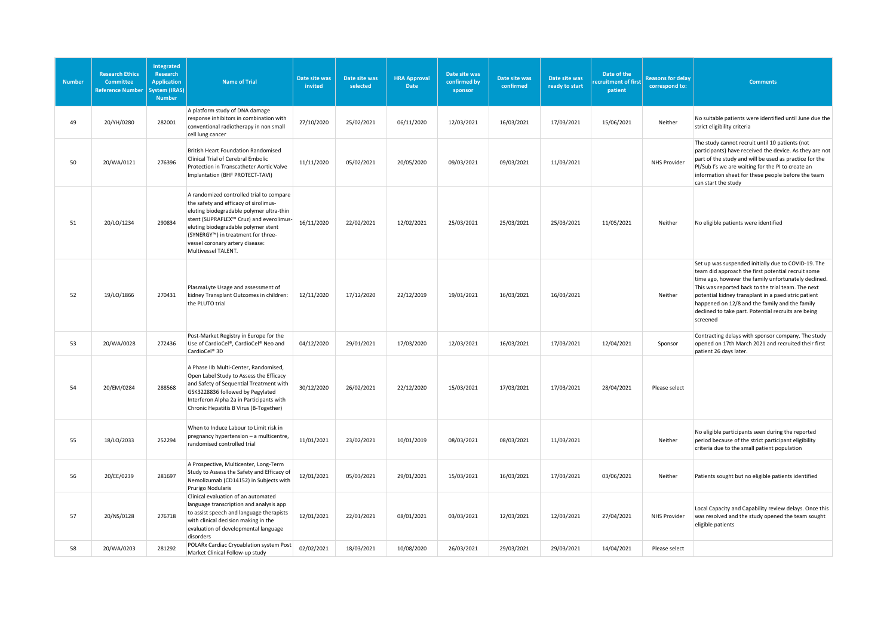| Number | Research Ethics Committee Reference Number | Integrated Research Application System (IRAS) Number | Name of Trial | Date site was invited | Date site was selected | HRA Approval Date | Date site was confirmed by sponsor | Date site was confirmed | Date site was ready to start | Date of the recruitment of first patient | Reasons for delay correspond to: | Comments |
|---|---|---|---|---|---|---|---|---|---|---|---|---|
| 49 | 20/YH/0280 | 282001 | A platform study of DNA damage response inhibitors in combination with conventional radiotherapy in non small cell lung cancer | 27/10/2020 | 25/02/2021 | 06/11/2020 | 12/03/2021 | 16/03/2021 | 17/03/2021 | 15/06/2021 | Neither | No suitable patients were identified until June due the strict eligibility criteria |
| 50 | 20/WA/0121 | 276396 | British Heart Foundation Randomised Clinical Trial of Cerebral Embolic Protection in Transcatheter Aortic Valve Implantation (BHF PROTECT-TAVI) | 11/11/2020 | 05/02/2021 | 20/05/2020 | 09/03/2021 | 09/03/2021 | 11/03/2021 | | NHS Provider | The study cannot recruit until 10 patients (not participants) have received the device. As they are not part of the study and will be used as practice for the PI/Sub I's we are waiting for the PI to create an information sheet for these people before the team can start the study |
| 51 | 20/LO/1234 | 290834 | A randomized controlled trial to compare the safety and efficacy of sirolimus-eluting biodegradable polymer ultra-thin stent (SUPRAFLEX™ Cruz) and everolimus-eluting biodegradable polymer stent (SYNERGY™) in treatment for three-vessel coronary artery disease: Multivessel TALENT. | 16/11/2020 | 22/02/2021 | 12/02/2021 | 25/03/2021 | 25/03/2021 | 25/03/2021 | 11/05/2021 | Neither | No eligible patients were identified |
| 52 | 19/LO/1866 | 270431 | PlasmaLyte Usage and assessment of kidney Transplant Outcomes in children: the PLUTO trial | 12/11/2020 | 17/12/2020 | 22/12/2019 | 19/01/2021 | 16/03/2021 | 16/03/2021 | | Neither | Set up was suspended initially due to COVID-19. The team did approach the first potential recruit some time ago, however the family unfortunately declined. This was reported back to the trial team. The next potential kidney transplant in a paediatric patient happened on 12/8 and the family and the family declined to take part. Potential recruits are being screened |
| 53 | 20/WA/0028 | 272436 | Post-Market Registry in Europe for the Use of CardioCel®, CardioCel® Neo and CardioCel® 3D | 04/12/2020 | 29/01/2021 | 17/03/2020 | 12/03/2021 | 16/03/2021 | 17/03/2021 | 12/04/2021 | Sponsor | Contracting delays with sponsor company. The study opened on 17th March 2021 and recruited their first patient 26 days later. |
| 54 | 20/EM/0284 | 288568 | A Phase IIb Multi-Center, Randomised, Open Label Study to Assess the Efficacy and Safety of Sequential Treatment with GSK3228836 followed by Pegylated Interferon Alpha 2a in Participants with Chronic Hepatitis B Virus (B-Together) | 30/12/2020 | 26/02/2021 | 22/12/2020 | 15/03/2021 | 17/03/2021 | 17/03/2021 | 28/04/2021 | Please select | |
| 55 | 18/LO/2033 | 252294 | When to Induce Labour to Limit risk in pregnancy hypertension – a multicentre, randomised controlled trial | 11/01/2021 | 23/02/2021 | 10/01/2019 | 08/03/2021 | 08/03/2021 | 11/03/2021 | | Neither | No eligible participants seen during the reported period because of the strict participant eligibility criteria due to the small patient population |
| 56 | 20/EE/0239 | 281697 | A Prospective, Multicenter, Long-Term Study to Assess the Safety and Efficacy of Nemolizumab (CD14152) in Subjects with Prurigo Nodularis | 12/01/2021 | 05/03/2021 | 29/01/2021 | 15/03/2021 | 16/03/2021 | 17/03/2021 | 03/06/2021 | Neither | Patients sought but no eligible patients identified |
| 57 | 20/NS/0128 | 276718 | Clinical evaluation of an automated language transcription and analysis app to assist speech and language therapists with clinical decision making in the evaluation of developmental language disorders | 12/01/2021 | 22/01/2021 | 08/01/2021 | 03/03/2021 | 12/03/2021 | 12/03/2021 | 27/04/2021 | NHS Provider | Local Capacity and Capability review delays. Once this was resolved and the study opened the team sought eligible patients |
| 58 | 20/WA/0203 | 281292 | POLARx Cardiac Cryoablation system Post Market Clinical Follow-up study | 02/02/2021 | 18/03/2021 | 10/08/2020 | 26/03/2021 | 29/03/2021 | 29/03/2021 | 14/04/2021 | Please select | |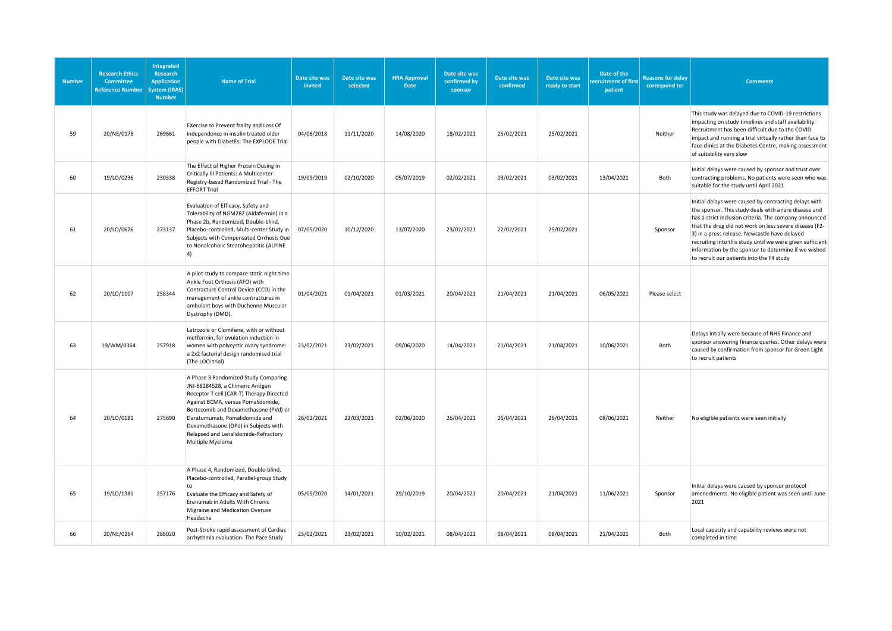| Number | Research Ethics Committee Reference Number | Integrated Research Application System (IRAS) Number | Name of Trial | Date site was invited | Date site was selected | HRA Approval Date | Date site was confirmed by sponsor | Date site was confirmed | Date site was ready to start | Date of the recruitment of first patient | Reasons for delay correspond to: | Comments |
|---|---|---|---|---|---|---|---|---|---|---|---|---|
| 59 | 20/NE/0178 | 269661 | EXercise to Prevent frailty and Loss Of independence in insulin treated older people with DiabetEs: The EXPLODE Trial | 04/06/2018 | 11/11/2020 | 14/08/2020 | 18/02/2021 | 25/02/2021 | 25/02/2021 | | Neither | This study was delayed due to COVID-19 restrictions impacting on study timelines and staff availability. Recruitment has been difficult due to the COVID impact and running a trial virtually rather than face to face clinics at the Diabetes Centre, making assessment of suitability very slow |
| 60 | 19/LO/0236 | 230338 | The Effect of Higher Protein Dosing in Critically Ill Patients: A Multicenter Registry-based Randomized Trial - The EFFORT Trial | 19/09/2019 | 02/10/2020 | 05/07/2019 | 02/02/2021 | 03/02/2021 | 03/02/2021 | 13/04/2021 | Both | Initial delays were caused by sponsor and trust over contracting problems. No patients were seen who was suitable for the study until April 2021 |
| 61 | 20/LO/0676 | 273137 | Evaluation of Efficacy, Safety and Tolerability of NGM282 (Aldafermin) in a Phase 2b, Randomized, Double-blind, Placebo-controlled, Multi-center Study in Subjects with Compensated Cirrhosis Due to Nonalcoholic Steatohepatitis (ALPINE 4) | 07/05/2020 | 10/12/2020 | 13/07/2020 | 23/02/2021 | 22/02/2021 | 25/02/2021 | | Sponsor | Initial delays were caused by contracting delays with the sponsor. This study deals with a rare disease and has a strict inclusion criteria. The company announced that the drug did not work on less severe disease (F2-3) in a press release. Newcastle have delayed recruiting into this study until we are given sufficient information by the sponsor to determine if we wished to recruit our patients into the F4 study |
| 62 | 20/LO/1107 | 258344 | A pilot study to compare static night time Ankle Foot Orthosis (AFO) with Contracture Control Device (CCD) in the management of ankle contractures in ambulant boys with Duchenne Muscular Dystrophy (DMD). | 01/04/2021 | 01/04/2021 | 01/03/2021 | 20/04/2021 | 21/04/2021 | 21/04/2021 | 06/05/2021 | Please select | |
| 63 | 19/WM/0364 | 257918 | Letrozole or Clomifene, with or without metformin, for ovulation induction in women with polycystic ovary syndrome: a 2x2 factorial design randomised trial (The LOCI trial) | 23/02/2021 | 23/02/2021 | 09/06/2020 | 14/04/2021 | 21/04/2021 | 21/04/2021 | 10/06/2021 | Both | Delays intially were because of NHS Finance and sponsor answering finance queries. Other delays were caused by confirmation from sponsor for Green Light to recruit patients |
| 64 | 20/LO/0181 | 275690 | A Phase 3 Randomized Study Comparing JNJ-68284528, a Chimeric Antigen Receptor T cell (CAR-T) Therapy Directed Against BCMA, versus Pomalidomide, Bortezomib and Dexamethasone (PVd) or Daratumumab, Pomalidomide and Dexamethasone (DPd) in Subjects with Relapsed and Lenalidomide-Refractory Multiple Myeloma | 26/02/2021 | 22/03/2021 | 02/06/2020 | 26/04/2021 | 26/04/2021 | 26/04/2021 | 08/06/2021 | Neither | No eligible patients were seen initially |
| 65 | 19/LO/1381 | 257176 | A Phase 4, Randomized, Double-blind, Placebo-controlled, Parallel-group Study to Evaluate the Efficacy and Safety of Erenumab in Adults With Chronic Migraine and Medication Overuse Headache | 05/05/2020 | 14/01/2021 | 29/10/2019 | 20/04/2021 | 20/04/2021 | 21/04/2021 | 11/06/2021 | Sponsor | Initial delays were caused by sponsor protocol amenedments. No eligible patient was seen until June 2021 |
| 66 | 20/NE/0264 | 286020 | Post-Stroke rapid assessment of Cardiac arrhythmia evaluation- The Pace Study | 23/02/2021 | 23/02/2021 | 10/02/2021 | 08/04/2021 | 08/04/2021 | 08/04/2021 | 21/04/2021 | Both | Local capacity and capability reviews were not completed in time |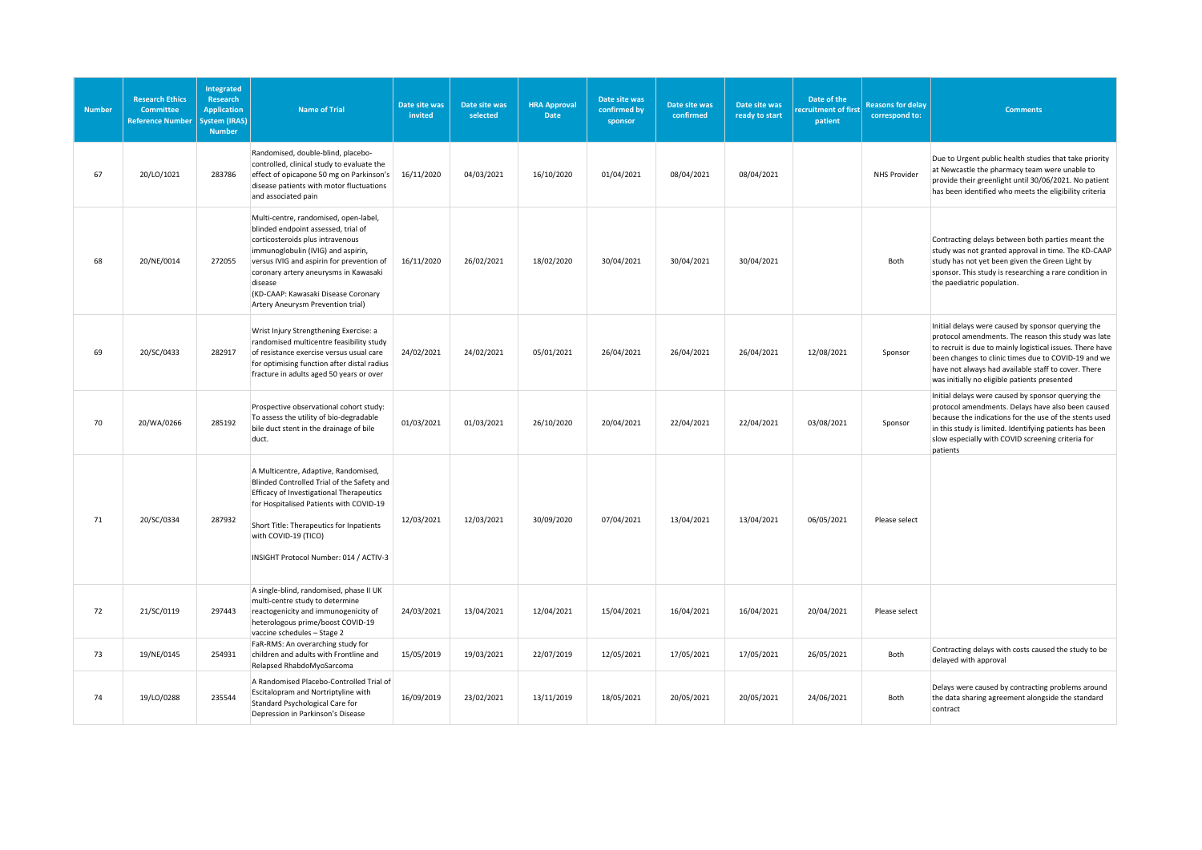| Number | Research Ethics Committee Reference Number | Integrated Research Application System (IRAS) Number | Name of Trial | Date site was invited | Date site was selected | HRA Approval Date | Date site was confirmed by sponsor | Date site was confirmed | Date site was ready to start | Date of the recruitment of first patient | Reasons for delay correspond to: | Comments |
|---|---|---|---|---|---|---|---|---|---|---|---|---|
| 67 | 20/LO/1021 | 283786 | Randomised, double-blind, placebo-controlled, clinical study to evaluate the effect of opicapone 50 mg on Parkinson's disease patients with motor fluctuations and associated pain | 16/11/2020 | 04/03/2021 | 16/10/2020 | 01/04/2021 | 08/04/2021 | 08/04/2021 | | NHS Provider | Due to Urgent public health studies that take priority at Newcastle the pharmacy team were unable to provide their greenlight until 30/06/2021. No patient has been identified who meets the eligibility criteria |
| 68 | 20/NE/0014 | 272055 | Multi-centre, randomised, open-label, blinded endpoint assessed, trial of corticosteroids plus intravenous immunoglobulin (IVIG) and aspirin, versus IVIG and aspirin for prevention of coronary artery aneurysms in Kawasaki disease (KD-CAAP: Kawasaki Disease Coronary Artery Aneurysm Prevention trial) | 16/11/2020 | 26/02/2021 | 18/02/2020 | 30/04/2021 | 30/04/2021 | 30/04/2021 | | Both | Contracting delays between both parties meant the study was not granted approval in time. The KD-CAAP study has not yet been given the Green Light by sponsor. This study is researching a rare condition in the paediatric population. |
| 69 | 20/SC/0433 | 282917 | Wrist Injury Strengthening Exercise: a randomised multicentre feasibility study of resistance exercise versus usual care for optimising function after distal radius fracture in adults aged 50 years or over | 24/02/2021 | 24/02/2021 | 05/01/2021 | 26/04/2021 | 26/04/2021 | 26/04/2021 | 12/08/2021 | Sponsor | Initial delays were caused by sponsor querying the protocol amendments. The reason this study was late to recruit is due to mainly logistical issues. There have been changes to clinic times due to COVID-19 and we have not always had available staff to cover. There was initially no eligible patients presented |
| 70 | 20/WA/0266 | 285192 | Prospective observational cohort study: To assess the utility of bio-degradable bile duct stent in the drainage of bile duct. | 01/03/2021 | 01/03/2021 | 26/10/2020 | 20/04/2021 | 22/04/2021 | 22/04/2021 | 03/08/2021 | Sponsor | Initial delays were caused by sponsor querying the protocol amendments. Delays have also been caused because the indications for the use of the stents used in this study is limited. Identifying patients has been slow especially with COVID screening criteria for patients |
| 71 | 20/SC/0334 | 287932 | A Multicentre, Adaptive, Randomised, Blinded Controlled Trial of the Safety and Efficacy of Investigational Therapeutics for Hospitalised Patients with COVID-19<br><br>Short Title: Therapeutics for Inpatients with COVID-19 (TICO)<br><br>INSIGHT Protocol Number: 014 / ACTIV-3 | 12/03/2021 | 12/03/2021 | 30/09/2020 | 07/04/2021 | 13/04/2021 | 13/04/2021 | 06/05/2021 | Please select | |
| 72 | 21/SC/0119 | 297443 | A single-blind, randomised, phase II UK multi-centre study to determine reactogenicity and immunogenicity of heterologous prime/boost COVID-19 vaccine schedules – Stage 2 | 24/03/2021 | 13/04/2021 | 12/04/2021 | 15/04/2021 | 16/04/2021 | 16/04/2021 | 20/04/2021 | Please select | |
| 73 | 19/NE/0145 | 254931 | FaR-RMS: An overarching study for children and adults with Frontline and Relapsed RhabdoMyoSarcoma | 15/05/2019 | 19/03/2021 | 22/07/2019 | 12/05/2021 | 17/05/2021 | 17/05/2021 | 26/05/2021 | Both | Contracting delays with costs caused the study to be delayed with approval |
| 74 | 19/LO/0288 | 235544 | A Randomised Placebo-Controlled Trial of Escitalopram and Nortriptyline with Standard Psychological Care for Depression in Parkinson's Disease | 16/09/2019 | 23/02/2021 | 13/11/2019 | 18/05/2021 | 20/05/2021 | 20/05/2021 | 24/06/2021 | Both | Delays were caused by contracting problems around the data sharing agreement alongside the standard contract |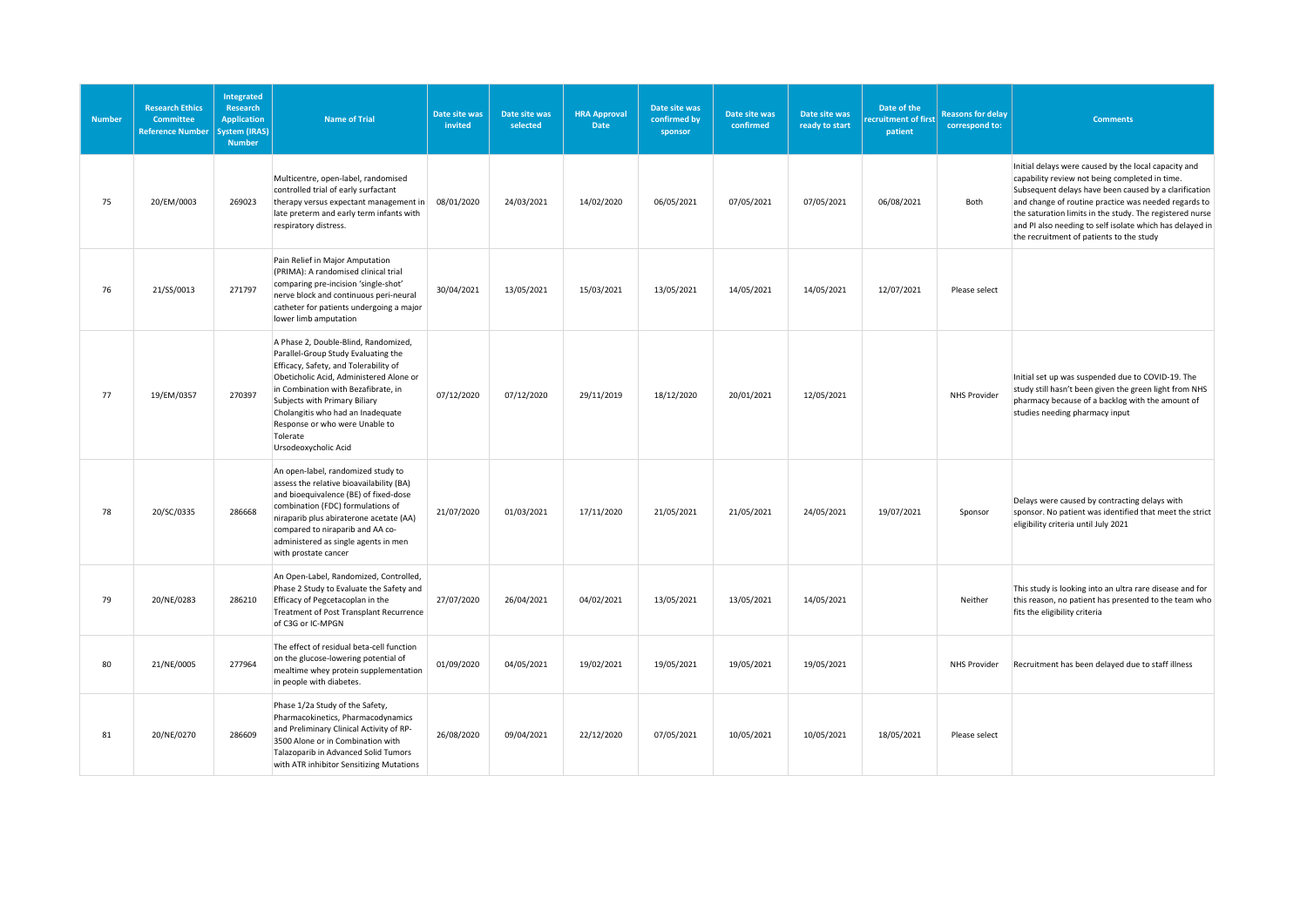| Number | Research Ethics Committee Reference Number | Integrated Research Application System (IRAS) Number | Name of Trial | Date site was invited | Date site was selected | HRA Approval Date | Date site was confirmed by sponsor | Date site was confirmed | Date site was ready to start | Date of the recruitment of first patient | Reasons for delay correspond to: | Comments |
|---|---|---|---|---|---|---|---|---|---|---|---|---|
| 75 | 20/EM/0003 | 269023 | Multicentre, open-label, randomised controlled trial of early surfactant therapy versus expectant management in late preterm and early term infants with respiratory distress. | 08/01/2020 | 24/03/2021 | 14/02/2020 | 06/05/2021 | 07/05/2021 | 07/05/2021 | 06/08/2021 | Both | Initial delays were caused by the local capacity and capability review not being completed in time. Subsequent delays have been caused by a clarification and change of routine practice was needed regards to the saturation limits in the study. The registered nurse and PI also needing to self isolate which has delayed in the recruitment of patients to the study |
| 76 | 21/SS/0013 | 271797 | Pain Relief in Major Amputation (PRIMA): A randomised clinical trial comparing pre-incision 'single-shot' nerve block and continuous peri-neural catheter for patients undergoing a major lower limb amputation | 30/04/2021 | 13/05/2021 | 15/03/2021 | 13/05/2021 | 14/05/2021 | 14/05/2021 | 12/07/2021 | Please select | |
| 77 | 19/EM/0357 | 270397 | A Phase 2, Double-Blind, Randomized, Parallel-Group Study Evaluating the Efficacy, Safety, and Tolerability of Obeticholic Acid, Administered Alone or in Combination with Bezafibrate, in Subjects with Primary Biliary Cholangitis who had an Inadequate Response or who were Unable to Tolerate Ursodeoxycholic Acid | 07/12/2020 | 07/12/2020 | 29/11/2019 | 18/12/2020 | 20/01/2021 | 12/05/2021 | | NHS Provider | Initial set up was suspended due to COVID-19. The study still hasn't been given the green light from NHS pharmacy because of a backlog with the amount of studies needing pharmacy input |
| 78 | 20/SC/0335 | 286668 | An open-label, randomized study to assess the relative bioavailability (BA) and bioequivalence (BE) of fixed-dose combination (FDC) formulations of niraparib plus abiraterone acetate (AA) compared to niraparib and AA co-administered as single agents in men with prostate cancer | 21/07/2020 | 01/03/2021 | 17/11/2020 | 21/05/2021 | 21/05/2021 | 24/05/2021 | 19/07/2021 | Sponsor | Delays were caused by contracting delays with sponsor. No patient was identified that meet the strict eligibility criteria until July 2021 |
| 79 | 20/NE/0283 | 286210 | An Open-Label, Randomized, Controlled, Phase 2 Study to Evaluate the Safety and Efficacy of Pegcetacoplan in the Treatment of Post Transplant Recurrence of C3G or IC-MPGN | 27/07/2020 | 26/04/2021 | 04/02/2021 | 13/05/2021 | 13/05/2021 | 14/05/2021 | | Neither | This study is looking into an ultra rare disease and for this reason, no patient has presented to the team who fits the eligibility criteria |
| 80 | 21/NE/0005 | 277964 | The effect of residual beta-cell function on the glucose-lowering potential of mealtime whey protein supplementation in people with diabetes. | 01/09/2020 | 04/05/2021 | 19/02/2021 | 19/05/2021 | 19/05/2021 | 19/05/2021 | | NHS Provider | Recruitment has been delayed due to staff illness |
| 81 | 20/NE/0270 | 286609 | Phase 1/2a Study of the Safety, Pharmacokinetics, Pharmacodynamics and Preliminary Clinical Activity of RP-3500 Alone or in Combination with Talazoparib in Advanced Solid Tumors with ATR inhibitor Sensitizing Mutations | 26/08/2020 | 09/04/2021 | 22/12/2020 | 07/05/2021 | 10/05/2021 | 10/05/2021 | 18/05/2021 | Please select | |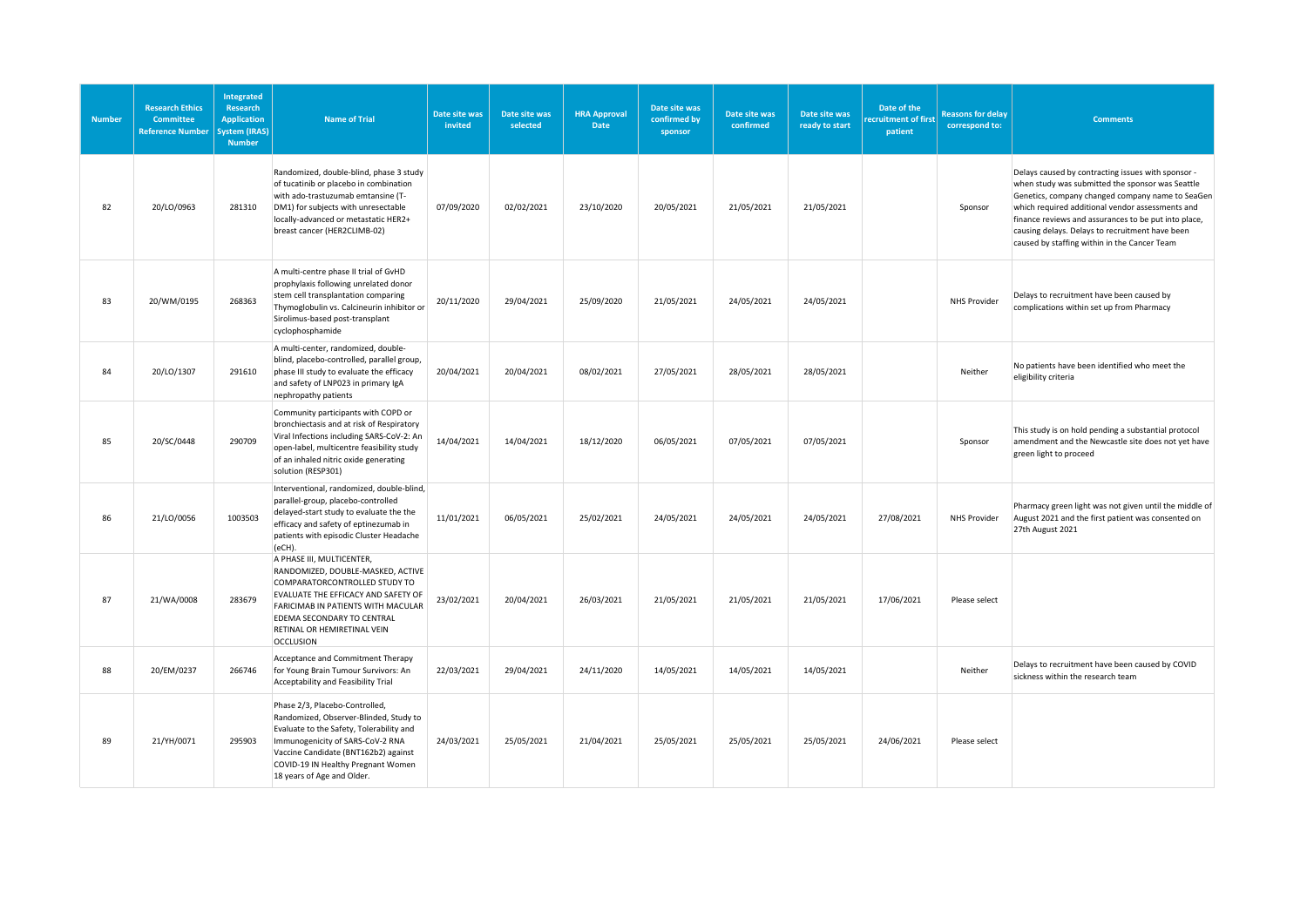| Number | Research Ethics Committee Reference Number | Integrated Research Application System (IRAS) Number | Name of Trial | Date site was invited | Date site was selected | HRA Approval Date | Date site was confirmed by sponsor | Date site was confirmed | Date site was ready to start | Date of the recruitment of first patient | Reasons for delay correspond to: | Comments |
|---|---|---|---|---|---|---|---|---|---|---|---|---|
| 82 | 20/LO/0963 | 281310 | Randomized, double-blind, phase 3 study of tucatinib or placebo in combination with ado-trastuzumab emtansine (T-DM1) for subjects with unresectable locally-advanced or metastatic HER2+ breast cancer (HER2CLIMB-02) | 07/09/2020 | 02/02/2021 | 23/10/2020 | 20/05/2021 | 21/05/2021 | 21/05/2021 | | Sponsor | Delays caused by contracting issues with sponsor - when study was submitted the sponsor was Seattle Genetics, company changed company name to SeaGen which required additional vendor assessments and finance reviews and assurances to be put into place, causing delays. Delays to recruitment have been caused by staffing within in the Cancer Team |
| 83 | 20/WM/0195 | 268363 | A multi-centre phase II trial of GvHD prophylaxis following unrelated donor stem cell transplantation comparing Thymoglobulin vs. Calcineurin inhibitor or Sirolimus-based post-transplant cyclophosphamide | 20/11/2020 | 29/04/2021 | 25/09/2020 | 21/05/2021 | 24/05/2021 | 24/05/2021 | | NHS Provider | Delays to recruitment have been caused by complications within set up from Pharmacy |
| 84 | 20/LO/1307 | 291610 | A multi-center, randomized, double-blind, placebo-controlled, parallel group, phase III study to evaluate the efficacy and safety of LNP023 in primary IgA nephropathy patients | 20/04/2021 | 20/04/2021 | 08/02/2021 | 27/05/2021 | 28/05/2021 | 28/05/2021 | | Neither | No patients have been identified who meet the eligibility criteria |
| 85 | 20/SC/0448 | 290709 | Community participants with COPD or bronchiectasis and at risk of Respiratory Viral Infections including SARS-CoV-2: An open-label, multicentre feasibility study of an inhaled nitric oxide generating solution (RESP301) | 14/04/2021 | 14/04/2021 | 18/12/2020 | 06/05/2021 | 07/05/2021 | 07/05/2021 | | Sponsor | This study is on hold pending a substantial protocol amendment and the Newcastle site does not yet have green light to proceed |
| 86 | 21/LO/0056 | 1003503 | Interventional, randomized, double-blind, parallel-group, placebo-controlled delayed-start study to evaluate the the efficacy and safety of eptinezumab in patients with episodic Cluster Headache (eCH). | 11/01/2021 | 06/05/2021 | 25/02/2021 | 24/05/2021 | 24/05/2021 | 24/05/2021 | 27/08/2021 | NHS Provider | Pharmacy green light was not given until the middle of August 2021 and the first patient was consented on 27th August 2021 |
| 87 | 21/WA/0008 | 283679 | A PHASE III, MULTICENTER, RANDOMIZED, DOUBLE-MASKED, ACTIVE COMPARATORCONTROLLED STUDY TO EVALUATE THE EFFICACY AND SAFETY OF FARICIMAB IN PATIENTS WITH MACULAR EDEMA SECONDARY TO CENTRAL RETINAL OR HEMIRETINAL VEIN OCCLUSION | 23/02/2021 | 20/04/2021 | 26/03/2021 | 21/05/2021 | 21/05/2021 | 21/05/2021 | 17/06/2021 | Please select | |
| 88 | 20/EM/0237 | 266746 | Acceptance and Commitment Therapy for Young Brain Tumour Survivors: An Acceptability and Feasibility Trial | 22/03/2021 | 29/04/2021 | 24/11/2020 | 14/05/2021 | 14/05/2021 | 14/05/2021 | | Neither | Delays to recruitment have been caused by COVID sickness within the research team |
| 89 | 21/YH/0071 | 295903 | Phase 2/3, Placebo-Controlled, Randomized, Observer-Blinded, Study to Evaluate to the Safety, Tolerability and Immunogenicity of SARS-CoV-2 RNA Vaccine Candidate (BNT162b2) against COVID-19 IN Healthy Pregnant Women 18 years of Age and Older. | 24/03/2021 | 25/05/2021 | 21/04/2021 | 25/05/2021 | 25/05/2021 | 25/05/2021 | 24/06/2021 | Please select | |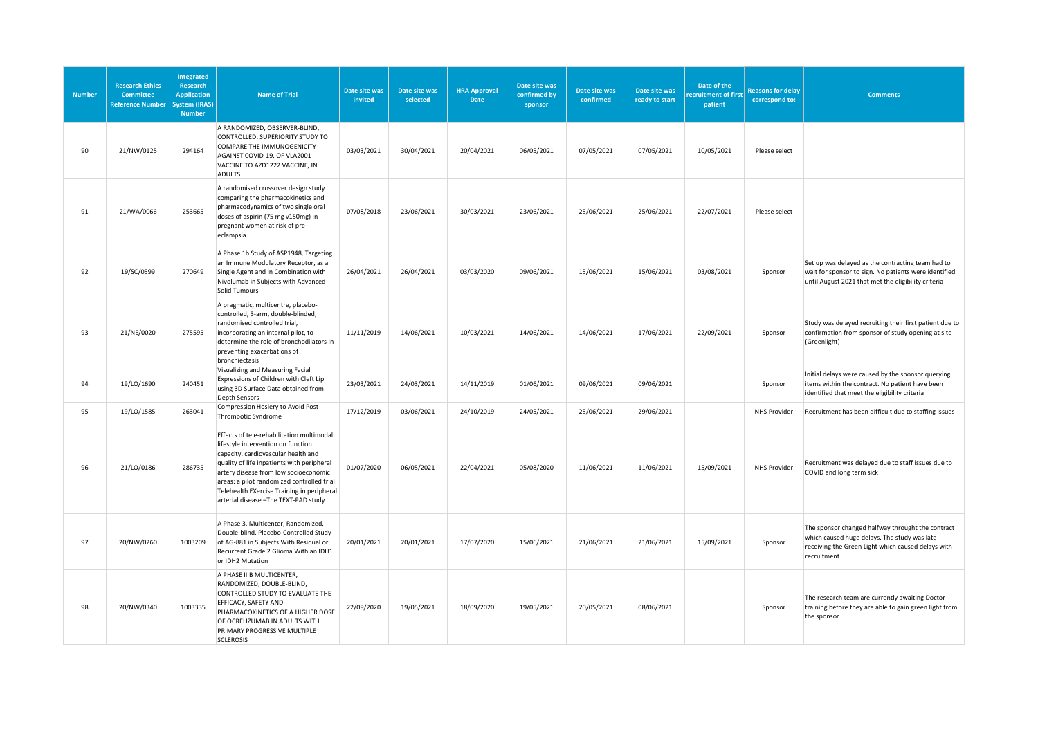| Number | Research Ethics Committee Reference Number | Integrated Research Application System (IRAS) Number | Name of Trial | Date site was invited | Date site was selected | HRA Approval Date | Date site was confirmed by sponsor | Date site was confirmed | Date site was ready to start | Date of the recruitment of first patient | Reasons for delay correspond to: | Comments |
|---|---|---|---|---|---|---|---|---|---|---|---|---|
| 90 | 21/NW/0125 | 294164 | A RANDOMIZED, OBSERVER-BLIND, CONTROLLED, SUPERIORITY STUDY TO COMPARE THE IMMUNOGENICITY AGAINST COVID-19, OF VLA2001 VACCINE TO AZD1222 VACCINE, IN ADULTS | 03/03/2021 | 30/04/2021 | 20/04/2021 | 06/05/2021 | 07/05/2021 | 07/05/2021 | 10/05/2021 | Please select | |
| 91 | 21/WA/0066 | 253665 | A randomised crossover design study comparing the pharmacokinetics and pharmacodynamics of two single oral doses of aspirin (75 mg v150mg) in pregnant women at risk of pre-eclampsia. | 07/08/2018 | 23/06/2021 | 30/03/2021 | 23/06/2021 | 25/06/2021 | 25/06/2021 | 22/07/2021 | Please select | |
| 92 | 19/SC/0599 | 270649 | A Phase 1b Study of ASP1948, Targeting an Immune Modulatory Receptor, as a Single Agent and in Combination with Nivolumab in Subjects with Advanced Solid Tumours | 26/04/2021 | 26/04/2021 | 03/03/2020 | 09/06/2021 | 15/06/2021 | 15/06/2021 | 03/08/2021 | Sponsor | Set up was delayed as the contracting team had to wait for sponsor to sign. No patients were identified until August 2021 that met the eligibility criteria |
| 93 | 21/NE/0020 | 275595 | A pragmatic, multicentre, placebo-controlled, 3-arm, double-blinded, randomised controlled trial, incorporating an internal pilot, to determine the role of bronchodilators in preventing exacerbations of bronchiectasis | 11/11/2019 | 14/06/2021 | 10/03/2021 | 14/06/2021 | 14/06/2021 | 17/06/2021 | 22/09/2021 | Sponsor | Study was delayed recruiting their first patient due to confirmation from sponsor of study opening at site (Greenlight) |
| 94 | 19/LO/1690 | 240451 | Visualizing and Measuring Facial Expressions of Children with Cleft Lip using 3D Surface Data obtained from Depth Sensors | 23/03/2021 | 24/03/2021 | 14/11/2019 | 01/06/2021 | 09/06/2021 | 09/06/2021 | | Sponsor | Initial delays were caused by the sponsor querying items within the contract. No patient have been identified that meet the eligibility criteria |
| 95 | 19/LO/1585 | 263041 | Compression Hosiery to Avoid Post-Thrombotic Syndrome | 17/12/2019 | 03/06/2021 | 24/10/2019 | 24/05/2021 | 25/06/2021 | 29/06/2021 | | NHS Provider | Recruitment has been difficult due to staffing issues |
| 96 | 21/LO/0186 | 286735 | Effects of tele-rehabilitation multimodal lifestyle intervention on function capacity, cardiovascular health and quality of life inpatients with peripheral artery disease from low socioeconomic areas: a pilot randomized controlled trial Telehealth EXercise Training in peripheral arterial disease –The TEXT-PAD study | 01/07/2020 | 06/05/2021 | 22/04/2021 | 05/08/2020 | 11/06/2021 | 11/06/2021 | 15/09/2021 | NHS Provider | Recruitment was delayed due to staff issues due to COVID and long term sick |
| 97 | 20/NW/0260 | 1003209 | A Phase 3, Multicenter, Randomized, Double-blind, Placebo-Controlled Study of AG-881 in Subjects With Residual or Recurrent Grade 2 Glioma With an IDH1 or IDH2 Mutation | 20/01/2021 | 20/01/2021 | 17/07/2020 | 15/06/2021 | 21/06/2021 | 21/06/2021 | 15/09/2021 | Sponsor | The sponsor changed halfway throught the contract which caused huge delays. The study was late receiving the Green Light which caused delays with recruitment |
| 98 | 20/NW/0340 | 1003335 | A PHASE IIIB MULTICENTER, RANDOMIZED, DOUBLE-BLIND, CONTROLLED STUDY TO EVALUATE THE EFFICACY, SAFETY AND PHARMACOKINETICS OF A HIGHER DOSE OF OCRELIZUMAB IN ADULTS WITH PRIMARY PROGRESSIVE MULTIPLE SCLEROSIS | 22/09/2020 | 19/05/2021 | 18/09/2020 | 19/05/2021 | 20/05/2021 | 08/06/2021 | | Sponsor | The research team are currently awaiting Doctor training before they are able to gain green light from the sponsor |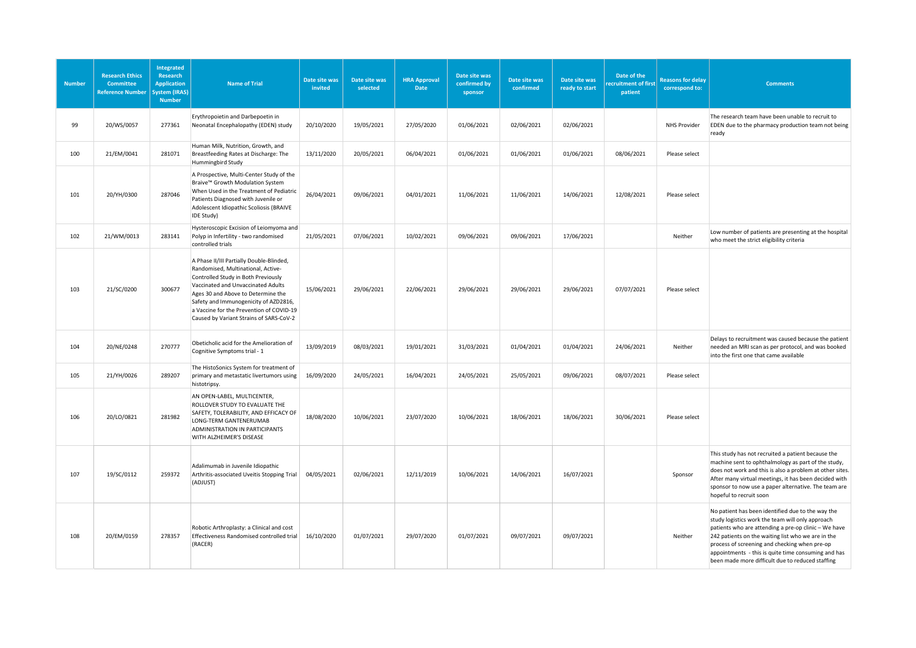| Number | Research Ethics Committee Reference Number | Integrated Research Application System (IRAS) Number | Name of Trial | Date site was invited | Date site was selected | HRA Approval Date | Date site was confirmed by sponsor | Date site was confirmed | Date site was ready to start | Date of the recruitment of first patient | Reasons for delay correspond to: | Comments |
|---|---|---|---|---|---|---|---|---|---|---|---|---|
| 99 | 20/WS/0057 | 277361 | Erythropoietin and Darbepoetin in Neonatal Encephalopathy (EDEN) study | 20/10/2020 | 19/05/2021 | 27/05/2020 | 01/06/2021 | 02/06/2021 | 02/06/2021 | | NHS Provider | The research team have been unable to recruit to EDEN due to the pharmacy production team not being ready |
| 100 | 21/EM/0041 | 281071 | Human Milk, Nutrition, Growth, and Breastfeeding Rates at Discharge: The Hummingbird Study | 13/11/2020 | 20/05/2021 | 06/04/2021 | 01/06/2021 | 01/06/2021 | 01/06/2021 | 08/06/2021 | Please select | |
| 101 | 20/YH/0300 | 287046 | A Prospective, Multi-Center Study of the Braive™ Growth Modulation System When Used in the Treatment of Pediatric Patients Diagnosed with Juvenile or Adolescent Idiopathic Scoliosis (BRAIVE IDE Study) | 26/04/2021 | 09/06/2021 | 04/01/2021 | 11/06/2021 | 11/06/2021 | 14/06/2021 | 12/08/2021 | Please select | |
| 102 | 21/WM/0013 | 283141 | Hysteroscopic Excision of Leiomyoma and Polyp in Infertility - two randomised controlled trials | 21/05/2021 | 07/06/2021 | 10/02/2021 | 09/06/2021 | 09/06/2021 | 17/06/2021 | | Neither | Low number of patients are presenting at the hospital who meet the strict eligibility criteria |
| 103 | 21/SC/0200 | 300677 | A Phase II/III Partially Double-Blinded, Randomised, Multinational, Active-Controlled Study in Both Previously Vaccinated and Unvaccinated Adults Ages 30 and Above to Determine the Safety and Immunogenicity of AZD2816, a Vaccine for the Prevention of COVID-19 Caused by Variant Strains of SARS-CoV-2 | 15/06/2021 | 29/06/2021 | 22/06/2021 | 29/06/2021 | 29/06/2021 | 29/06/2021 | 07/07/2021 | Please select | |
| 104 | 20/NE/0248 | 270777 | Obeticholic acid for the Amelioration of Cognitive Symptoms trial - 1 | 13/09/2019 | 08/03/2021 | 19/01/2021 | 31/03/2021 | 01/04/2021 | 01/04/2021 | 24/06/2021 | Neither | Delays to recruitment was caused because the patient needed an MRI scan as per protocol, and was booked into the first one that came available |
| 105 | 21/YH/0026 | 289207 | The HistoSonics System for treatment of primary and metastatic livertumors using histotripsy. | 16/09/2020 | 24/05/2021 | 16/04/2021 | 24/05/2021 | 25/05/2021 | 09/06/2021 | 08/07/2021 | Please select | |
| 106 | 20/LO/0821 | 281982 | AN OPEN-LABEL, MULTICENTER, ROLLOVER STUDY TO EVALUATE THE SAFETY, TOLERABILITY, AND EFFICACY OF LONG-TERM GANTENERUMAB ADMINISTRATION IN PARTICIPANTS WITH ALZHEIMER'S DISEASE | 18/08/2020 | 10/06/2021 | 23/07/2020 | 10/06/2021 | 18/06/2021 | 18/06/2021 | 30/06/2021 | Please select | |
| 107 | 19/SC/0112 | 259372 | Adalimumab in Juvenile Idiopathic Arthritis-associated Uveitis Stopping Trial (ADJUST) | 04/05/2021 | 02/06/2021 | 12/11/2019 | 10/06/2021 | 14/06/2021 | 16/07/2021 | | Sponsor | This study has not recruited a patient because the machine sent to ophthalmology as part of the study, does not work and this is also a problem at other sites. After many virtual meetings, it has been decided with sponsor to now use a paper alternative. The team are hopeful to recruit soon |
| 108 | 20/EM/0159 | 278357 | Robotic Arthroplasty: a Clinical and cost Effectiveness Randomised controlled trial (RACER) | 16/10/2020 | 01/07/2021 | 29/07/2020 | 01/07/2021 | 09/07/2021 | 09/07/2021 | | Neither | No patient has been identified due to the way the study logistics work the team will only approach patients who are attending a pre-op clinic – We have 242 patients on the waiting list who we are in the process of screening and checking when pre-op appointments - this is quite time consuming and has been made more difficult due to reduced staffing |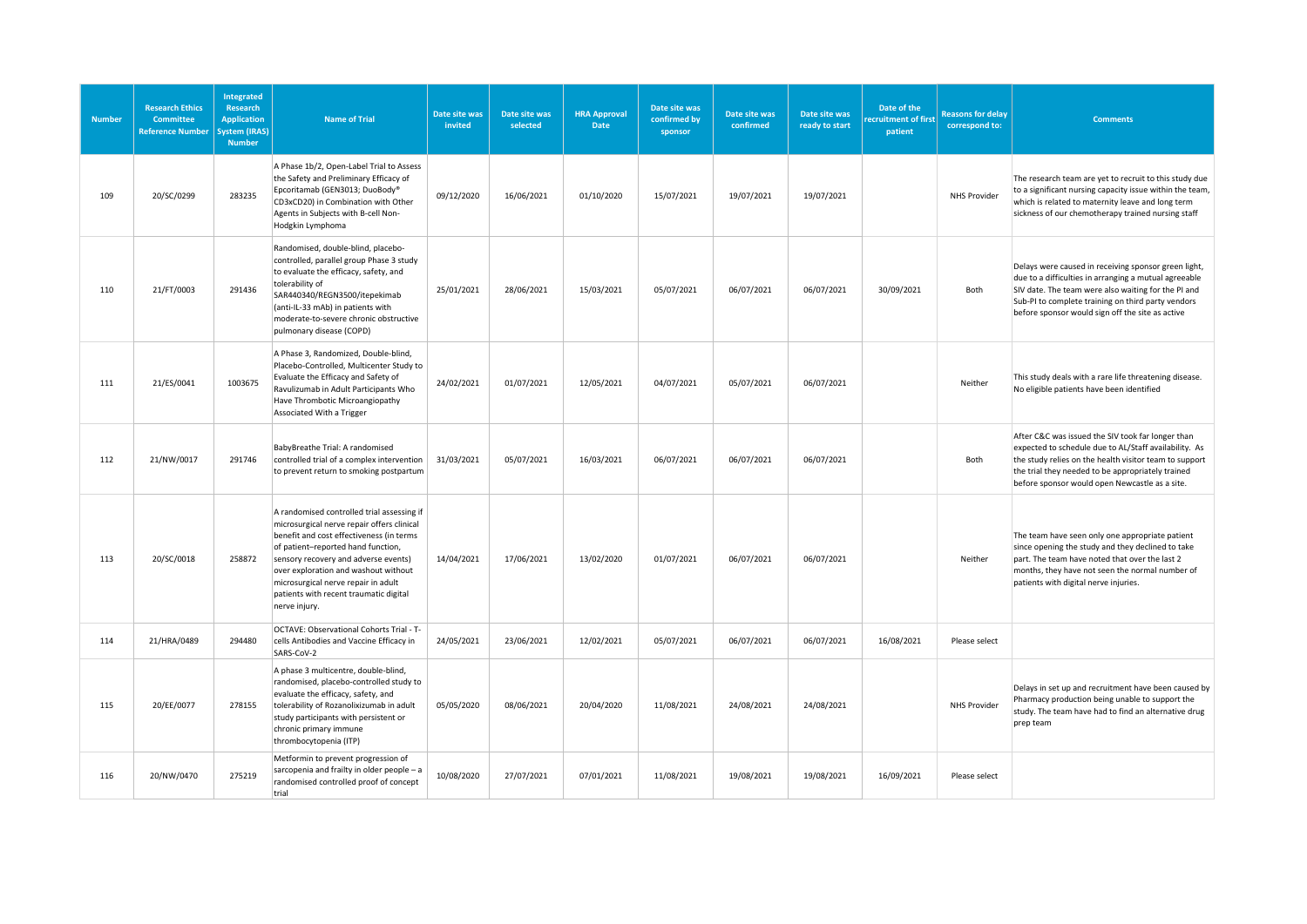| Number | Research Ethics Committee Reference Number | Integrated Research Application System (IRAS) Number | Name of Trial | Date site was invited | Date site was selected | HRA Approval Date | Date site was confirmed by sponsor | Date site was confirmed | Date site was ready to start | Date of the recruitment of first patient | Reasons for delay correspond to: | Comments |
|---|---|---|---|---|---|---|---|---|---|---|---|---|
| 109 | 20/SC/0299 | 283235 | A Phase 1b/2, Open-Label Trial to Assess the Safety and Preliminary Efficacy of Epcoritamab (GEN3013; DuoBody® CD3xCD20) in Combination with Other Agents in Subjects with B-cell Non-Hodgkin Lymphoma | 09/12/2020 | 16/06/2021 | 01/10/2020 | 15/07/2021 | 19/07/2021 | 19/07/2021 | | NHS Provider | The research team are yet to recruit to this study due to a significant nursing capacity issue within the team, which is related to maternity leave and long term sickness of our chemotherapy trained nursing staff |
| 110 | 21/FT/0003 | 291436 | Randomised, double-blind, placebo-controlled, parallel group Phase 3 study to evaluate the efficacy, safety, and tolerability of SAR440340/REGN3500/itepekimab (anti-IL-33 mAb) in patients with moderate-to-severe chronic obstructive pulmonary disease (COPD) | 25/01/2021 | 28/06/2021 | 15/03/2021 | 05/07/2021 | 06/07/2021 | 06/07/2021 | 30/09/2021 | Both | Delays were caused in receiving sponsor green light, due to a difficulties in arranging a mutual agreeable SIV date. The team were also waiting for the PI and Sub-PI to complete training on third party vendors before sponsor would sign off the site as active |
| 111 | 21/ES/0041 | 1003675 | A Phase 3, Randomized, Double-blind, Placebo-Controlled, Multicenter Study to Evaluate the Efficacy and Safety of Ravulizumab in Adult Participants Who Have Thrombotic Microangiopathy Associated With a Trigger | 24/02/2021 | 01/07/2021 | 12/05/2021 | 04/07/2021 | 05/07/2021 | 06/07/2021 | | Neither | This study deals with a rare life threatening disease. No eligible patients have been identified |
| 112 | 21/NW/0017 | 291746 | BabyBreathe Trial: A randomised controlled trial of a complex intervention to prevent return to smoking postpartum | 31/03/2021 | 05/07/2021 | 16/03/2021 | 06/07/2021 | 06/07/2021 | 06/07/2021 | | Both | After C&C was issued the SIV took far longer than expected to schedule due to AL/Staff availability. As the study relies on the health visitor team to support the trial they needed to be appropriately trained before sponsor would open Newcastle as a site. |
| 113 | 20/SC/0018 | 258872 | A randomised controlled trial assessing if microsurgical nerve repair offers clinical benefit and cost effectiveness (in terms of patient–reported hand function, sensory recovery and adverse events) over exploration and washout without microsurgical nerve repair in adult patients with recent traumatic digital nerve injury. | 14/04/2021 | 17/06/2021 | 13/02/2020 | 01/07/2021 | 06/07/2021 | 06/07/2021 | | Neither | The team have seen only one appropriate patient since opening the study and they declined to take part. The team have noted that over the last 2 months, they have not seen the normal number of patients with digital nerve injuries. |
| 114 | 21/HRA/0489 | 294480 | OCTAVE: Observational Cohorts Trial - T-cells Antibodies and Vaccine Efficacy in SARS-CoV-2 | 24/05/2021 | 23/06/2021 | 12/02/2021 | 05/07/2021 | 06/07/2021 | 06/07/2021 | 16/08/2021 | Please select | |
| 115 | 20/EE/0077 | 278155 | A phase 3 multicentre, double-blind, randomised, placebo-controlled study to evaluate the efficacy, safety, and tolerability of Rozanolixizumab in adult study participants with persistent or chronic primary immune thrombocytopenia (ITP) | 05/05/2020 | 08/06/2021 | 20/04/2020 | 11/08/2021 | 24/08/2021 | 24/08/2021 | | NHS Provider | Delays in set up and recruitment have been caused by Pharmacy production being unable to support the study. The team have had to find an alternative drug prep team |
| 116 | 20/NW/0470 | 275219 | Metformin to prevent progression of sarcopenia and frailty in older people – a randomised controlled proof of concept trial | 10/08/2020 | 27/07/2021 | 07/01/2021 | 11/08/2021 | 19/08/2021 | 19/08/2021 | 16/09/2021 | Please select | |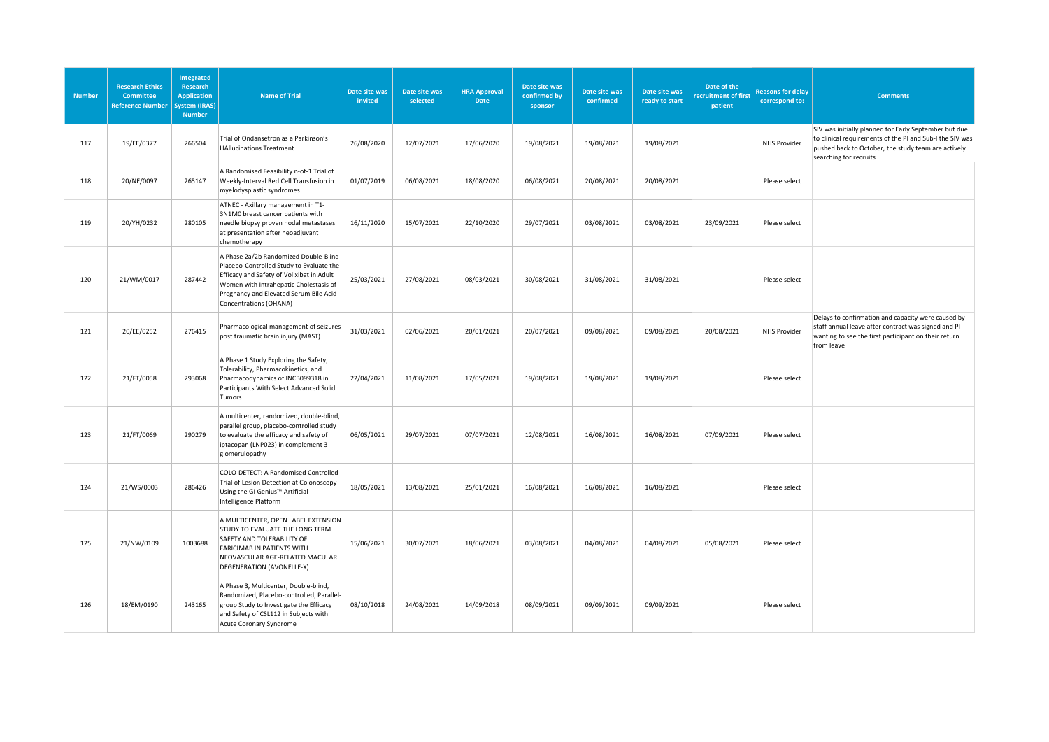| Number | Research Ethics Committee Reference Number | Integrated Research Application System (IRAS) Number | Name of Trial | Date site was invited | Date site was selected | HRA Approval Date | Date site was confirmed by sponsor | Date site was confirmed | Date site was ready to start | Date of the recruitment of first patient | Reasons for delay correspond to: | Comments |
|---|---|---|---|---|---|---|---|---|---|---|---|---|
| 117 | 19/EE/0377 | 266504 | Trial of Ondansetron as a Parkinson's HAllucinations Treatment | 26/08/2020 | 12/07/2021 | 17/06/2020 | 19/08/2021 | 19/08/2021 | 19/08/2021 | | NHS Provider | SIV was initially planned for Early September but due to clinical requirements of the PI and Sub-I the SIV was pushed back to October, the study team are actively searching for recruits |
| 118 | 20/NE/0097 | 265147 | A Randomised Feasibility n-of-1 Trial of Weekly-Interval Red Cell Transfusion in myelodysplastic syndromes | 01/07/2019 | 06/08/2021 | 18/08/2020 | 06/08/2021 | 20/08/2021 | 20/08/2021 | | Please select | |
| 119 | 20/YH/0232 | 280105 | ATNEC - Axillary management in T1-3N1M0 breast cancer patients with needle biopsy proven nodal metastases at presentation after neoadjuvant chemotherapy | 16/11/2020 | 15/07/2021 | 22/10/2020 | 29/07/2021 | 03/08/2021 | 03/08/2021 | 23/09/2021 | Please select | |
| 120 | 21/WM/0017 | 287442 | A Phase 2a/2b Randomized Double-Blind Placebo-Controlled Study to Evaluate the Efficacy and Safety of Volixibat in Adult Women with Intrahepatic Cholestasis of Pregnancy and Elevated Serum Bile Acid Concentrations (OHANA) | 25/03/2021 | 27/08/2021 | 08/03/2021 | 30/08/2021 | 31/08/2021 | 31/08/2021 | | Please select | |
| 121 | 20/EE/0252 | 276415 | Pharmacological management of seizures post traumatic brain injury (MAST) | 31/03/2021 | 02/06/2021 | 20/01/2021 | 20/07/2021 | 09/08/2021 | 09/08/2021 | 20/08/2021 | NHS Provider | Delays to confirmation and capacity were caused by staff annual leave after contract was signed and PI wanting to see the first participant on their return from leave |
| 122 | 21/FT/0058 | 293068 | A Phase 1 Study Exploring the Safety, Tolerability, Pharmacokinetics, and Pharmacodynamics of INCB099318 in Participants With Select Advanced Solid Tumors | 22/04/2021 | 11/08/2021 | 17/05/2021 | 19/08/2021 | 19/08/2021 | 19/08/2021 | | Please select | |
| 123 | 21/FT/0069 | 290279 | A multicenter, randomized, double-blind, parallel group, placebo-controlled study to evaluate the efficacy and safety of iptacopan (LNP023) in complement 3 glomerulopathy | 06/05/2021 | 29/07/2021 | 07/07/2021 | 12/08/2021 | 16/08/2021 | 16/08/2021 | 07/09/2021 | Please select | |
| 124 | 21/WS/0003 | 286426 | COLO-DETECT: A Randomised Controlled Trial of Lesion Detection at Colonoscopy Using the GI Genius™ Artificial Intelligence Platform | 18/05/2021 | 13/08/2021 | 25/01/2021 | 16/08/2021 | 16/08/2021 | 16/08/2021 | | Please select | |
| 125 | 21/NW/0109 | 1003688 | A MULTICENTER, OPEN LABEL EXTENSION STUDY TO EVALUATE THE LONG TERM SAFETY AND TOLERABILITY OF FARICIMAB IN PATIENTS WITH NEOVASCULAR AGE-RELATED MACULAR DEGENERATION (AVONELLE-X) | 15/06/2021 | 30/07/2021 | 18/06/2021 | 03/08/2021 | 04/08/2021 | 04/08/2021 | 05/08/2021 | Please select | |
| 126 | 18/EM/0190 | 243165 | A Phase 3, Multicenter, Double-blind, Randomized, Placebo-controlled, Parallel-group Study to Investigate the Efficacy and Safety of CSL112 in Subjects with Acute Coronary Syndrome | 08/10/2018 | 24/08/2021 | 14/09/2018 | 08/09/2021 | 09/09/2021 | 09/09/2021 | | Please select | |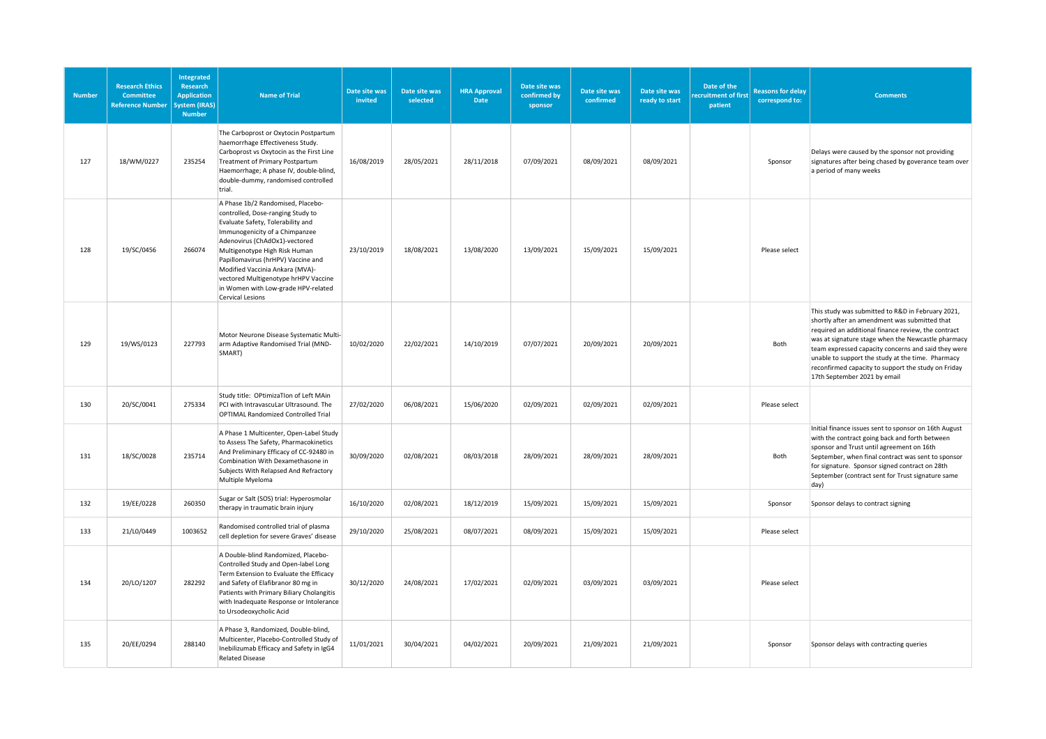| Number | Research Ethics Committee Reference Number | Integrated Research Application System (IRAS) Number | Name of Trial | Date site was invited | Date site was selected | HRA Approval Date | Date site was confirmed by sponsor | Date site was confirmed | Date site was ready to start | Date of the recruitment of first patient | Reasons for delay correspond to: | Comments |
|---|---|---|---|---|---|---|---|---|---|---|---|---|
| 127 | 18/WM/0227 | 235254 | The Carboprost or Oxytocin Postpartum haemorrhage Effectiveness Study. Carboprost vs Oxytocin as the First Line Treatment of Primary Postpartum Haemorrhage; A phase IV, double-blind, double-dummy, randomised controlled trial. | 16/08/2019 | 28/05/2021 | 28/11/2018 | 07/09/2021 | 08/09/2021 | 08/09/2021 | | Sponsor | Delays were caused by the sponsor not providing signatures after being chased by goverance team over a period of many weeks |
| 128 | 19/SC/0456 | 266074 | A Phase 1b/2 Randomised, Placebo-controlled, Dose-ranging Study to Evaluate Safety, Tolerability and Immunogenicity of a Chimpanzee Adenovirus (ChAdOx1)-vectored Multigenotype High Risk Human Papillomavirus (hrHPV) Vaccine and Modified Vaccinia Ankara (MVA)-vectored Multigenotype hrHPV Vaccine in Women with Low-grade HPV-related Cervical Lesions | 23/10/2019 | 18/08/2021 | 13/08/2020 | 13/09/2021 | 15/09/2021 | 15/09/2021 | | Please select | |
| 129 | 19/WS/0123 | 227793 | Motor Neurone Disease Systematic Multi-arm Adaptive Randomised Trial (MND-SMART) | 10/02/2020 | 22/02/2021 | 14/10/2019 | 07/07/2021 | 20/09/2021 | 20/09/2021 | | Both | This study was submitted to R&D in February 2021, shortly after an amendment was submitted that required an additional finance review, the contract was at signature stage when the Newcastle pharmacy team expressed capacity concerns and said they were unable to support the study at the time. Pharmacy reconfirmed capacity to support the study on Friday 17th September 2021 by email |
| 130 | 20/SC/0041 | 275334 | Study title: OPtimizaTIon of Left MAin PCI with IntravascuLar Ultrasound. The OPTIMAL Randomized Controlled Trial | 27/02/2020 | 06/08/2021 | 15/06/2020 | 02/09/2021 | 02/09/2021 | 02/09/2021 | | Please select | |
| 131 | 18/SC/0028 | 235714 | A Phase 1 Multicenter, Open-Label Study to Assess The Safety, Pharmacokinetics And Preliminary Efficacy of CC-92480 in Combination With Dexamethasone in Subjects With Relapsed And Refractory Multiple Myeloma | 30/09/2020 | 02/08/2021 | 08/03/2018 | 28/09/2021 | 28/09/2021 | 28/09/2021 | | Both | Initial finance issues sent to sponsor on 16th August with the contract going back and forth between sponsor and Trust until agreement on 16th September, when final contract was sent to sponsor for signature. Sponsor signed contract on 28th September (contract sent for Trust signature same day) |
| 132 | 19/EE/0228 | 260350 | Sugar or Salt (SOS) trial: Hyperosmolar therapy in traumatic brain injury | 16/10/2020 | 02/08/2021 | 18/12/2019 | 15/09/2021 | 15/09/2021 | 15/09/2021 | | Sponsor | Sponsor delays to contract signing |
| 133 | 21/LO/0449 | 1003652 | Randomised controlled trial of plasma cell depletion for severe Graves' disease | 29/10/2020 | 25/08/2021 | 08/07/2021 | 08/09/2021 | 15/09/2021 | 15/09/2021 | | Please select | |
| 134 | 20/LO/1207 | 282292 | A Double-blind Randomized, Placebo-Controlled Study and Open-label Long Term Extension to Evaluate the Efficacy and Safety of Elafibranor 80 mg in Patients with Primary Biliary Cholangitis with Inadequate Response or Intolerance to Ursodeoxycholic Acid | 30/12/2020 | 24/08/2021 | 17/02/2021 | 02/09/2021 | 03/09/2021 | 03/09/2021 | | Please select | |
| 135 | 20/EE/0294 | 288140 | A Phase 3, Randomized, Double-blind, Multicenter, Placebo-Controlled Study of Inebilizumab Efficacy and Safety in IgG4 Related Disease | 11/01/2021 | 30/04/2021 | 04/02/2021 | 20/09/2021 | 21/09/2021 | 21/09/2021 | | Sponsor | Sponsor delays with contracting queries |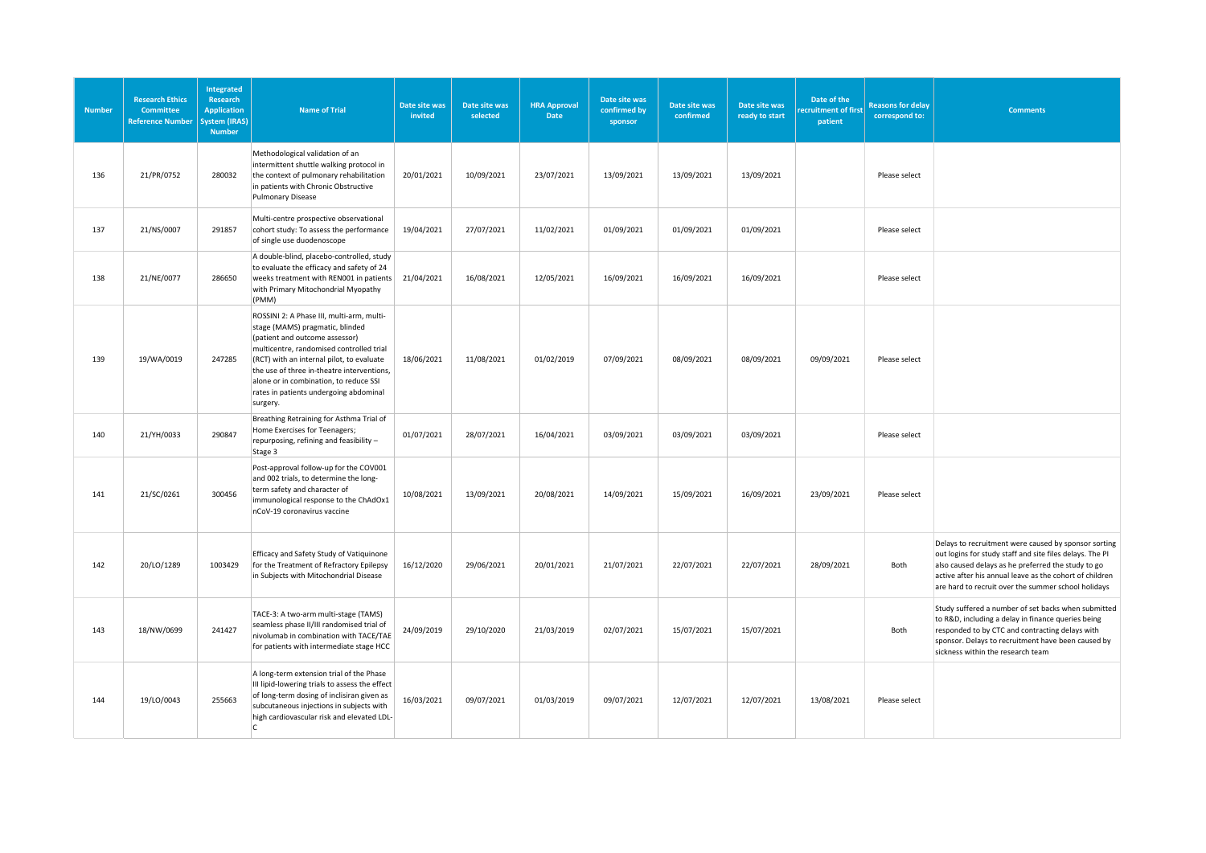| Number | Research Ethics Committee Reference Number | Integrated Research Application System (IRAS) Number | Name of Trial | Date site was invited | Date site was selected | HRA Approval Date | Date site was confirmed by sponsor | Date site was confirmed | Date site was ready to start | Date of the recruitment of first patient | Reasons for delay correspond to: | Comments |
|---|---|---|---|---|---|---|---|---|---|---|---|---|
| 136 | 21/PR/0752 | 280032 | Methodological validation of an intermittent shuttle walking protocol in the context of pulmonary rehabilitation in patients with Chronic Obstructive Pulmonary Disease | 20/01/2021 | 10/09/2021 | 23/07/2021 | 13/09/2021 | 13/09/2021 | 13/09/2021 | | Please select | |
| 137 | 21/NS/0007 | 291857 | Multi-centre prospective observational cohort study: To assess the performance of single use duodenoscope | 19/04/2021 | 27/07/2021 | 11/02/2021 | 01/09/2021 | 01/09/2021 | 01/09/2021 | | Please select | |
| 138 | 21/NE/0077 | 286650 | A double-blind, placebo-controlled, study to evaluate the efficacy and safety of 24 weeks treatment with REN001 in patients with Primary Mitochondrial Myopathy (PMM) | 21/04/2021 | 16/08/2021 | 12/05/2021 | 16/09/2021 | 16/09/2021 | 16/09/2021 | | Please select | |
| 139 | 19/WA/0019 | 247285 | ROSSINI 2: A Phase III, multi-arm, multi-stage (MAMS) pragmatic, blinded (patient and outcome assessor) multicentre, randomised controlled trial (RCT) with an internal pilot, to evaluate the use of three in-theatre interventions, alone or in combination, to reduce SSI rates in patients undergoing abdominal surgery. | 18/06/2021 | 11/08/2021 | 01/02/2019 | 07/09/2021 | 08/09/2021 | 08/09/2021 | 09/09/2021 | Please select | |
| 140 | 21/YH/0033 | 290847 | Breathing Retraining for Asthma Trial of Home Exercises for Teenagers; repurposing, refining and feasibility – Stage 3 | 01/07/2021 | 28/07/2021 | 16/04/2021 | 03/09/2021 | 03/09/2021 | 03/09/2021 | | Please select | |
| 141 | 21/SC/0261 | 300456 | Post-approval follow-up for the COV001 and 002 trials, to determine the long-term safety and character of immunological response to the ChAdOx1 nCoV-19 coronavirus vaccine | 10/08/2021 | 13/09/2021 | 20/08/2021 | 14/09/2021 | 15/09/2021 | 16/09/2021 | 23/09/2021 | Please select | |
| 142 | 20/LO/1289 | 1003429 | Efficacy and Safety Study of Vatiquinone for the Treatment of Refractory Epilepsy in Subjects with Mitochondrial Disease | 16/12/2020 | 29/06/2021 | 20/01/2021 | 21/07/2021 | 22/07/2021 | 22/07/2021 | 28/09/2021 | Both | Delays to recruitment were caused by sponsor sorting out logins for study staff and site files delays. The PI also caused delays as he preferred the study to go active after his annual leave as the cohort of children are hard to recruit over the summer school holidays |
| 143 | 18/NW/0699 | 241427 | TACE-3: A two-arm multi-stage (TAMS) seamless phase II/III randomised trial of nivolumab in combination with TACE/TAE for patients with intermediate stage HCC | 24/09/2019 | 29/10/2020 | 21/03/2019 | 02/07/2021 | 15/07/2021 | 15/07/2021 | | Both | Study suffered a number of set backs when submitted to R&D, including a delay in finance queries being responded to by CTC and contracting delays with sponsor. Delays to recruitment have been caused by sickness within the research team |
| 144 | 19/LO/0043 | 255663 | A long-term extension trial of the Phase III lipid-lowering trials to assess the effect of long-term dosing of inclisiran given as subcutaneous injections in subjects with high cardiovascular risk and elevated LDL-C | 16/03/2021 | 09/07/2021 | 01/03/2019 | 09/07/2021 | 12/07/2021 | 12/07/2021 | 13/08/2021 | Please select | |